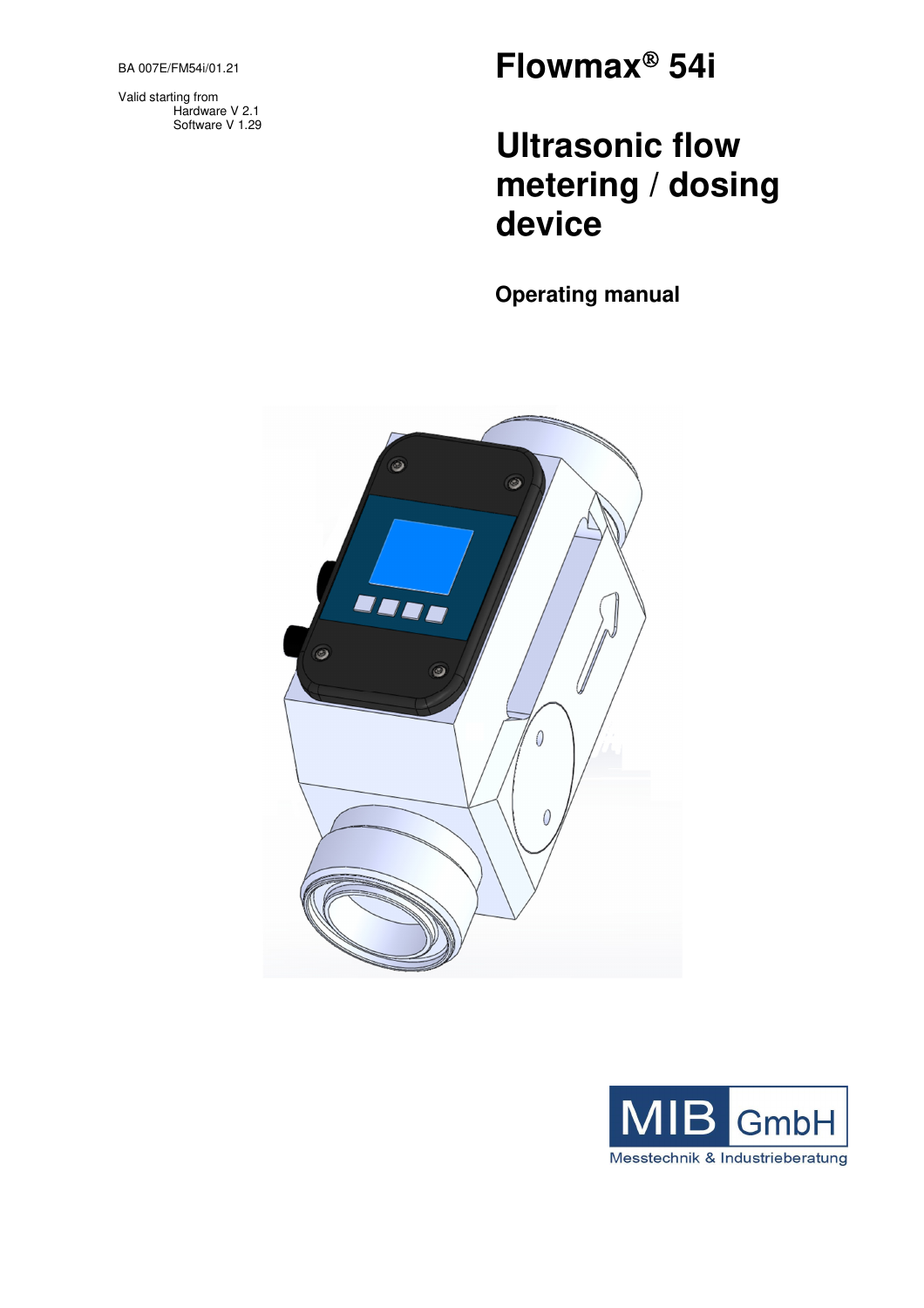BA 007E/FM54i/01.21

Valid starting from
Hardware V 2.1
Software V 1.29

# Flowmax® 54i

# Ultrasonic flow metering / dosing device

## Operating manual

MIB GmbH
Messtechnik & Industrieberatung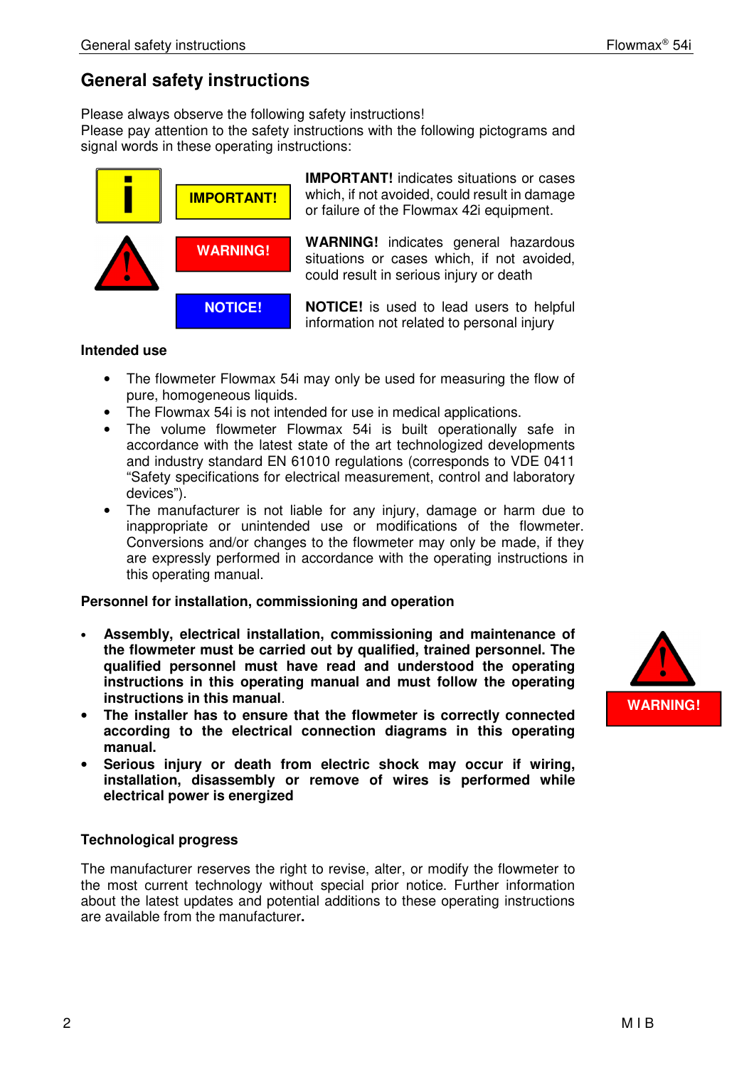# General safety instructions

Please always observe the following safety instructions!
Please pay attention to the safety instructions with the following pictograms and signal words in these operating instructions:

| | | |
|---|---|---|
| | **IMPORTANT!** | **IMPORTANT!** indicates situations or cases which, if not avoided, could result in damage or failure of the Flowmax 42i equipment. |
| | **WARNING!** | **WARNING!** indicates general hazardous situations or cases which, if not avoided, could result in serious injury or death |
| | **NOTICE!** | **NOTICE!** is used to lead users to helpful information not related to personal injury |

**Intended use**

- The flowmeter Flowmax 54i may only be used for measuring the flow of pure, homogeneous liquids.
- The Flowmax 54i is not intended for use in medical applications.
- The volume flowmeter Flowmax 54i is built operationally safe in accordance with the latest state of the art technologized developments and industry standard EN 61010 regulations (corresponds to VDE 0411 "Safety specifications for electrical measurement, control and laboratory devices").
- The manufacturer is not liable for any injury, damage or harm due to inappropriate or unintended use or modifications of the flowmeter. Conversions and/or changes to the flowmeter may only be made, if they are expressly performed in accordance with the operating instructions in this operating manual.

**Personnel for installation, commissioning and operation**

**WARNING!**

- **Assembly, electrical installation, commissioning and maintenance of the flowmeter must be carried out by qualified, trained personnel. The qualified personnel must have read and understood the operating instructions in this operating manual and must follow the operating instructions in this manual**.
- **The installer has to ensure that the flowmeter is correctly connected according to the electrical connection diagrams in this operating manual.**
- **Serious injury or death from electric shock may occur if wiring, installation, disassembly or remove of wires is performed while electrical power is energized**

**Technological progress**

The manufacturer reserves the right to revise, alter, or modify the flowmeter to the most current technology without special prior notice. Further information about the latest updates and potential additions to these operating instructions are available from the manufacturer**.**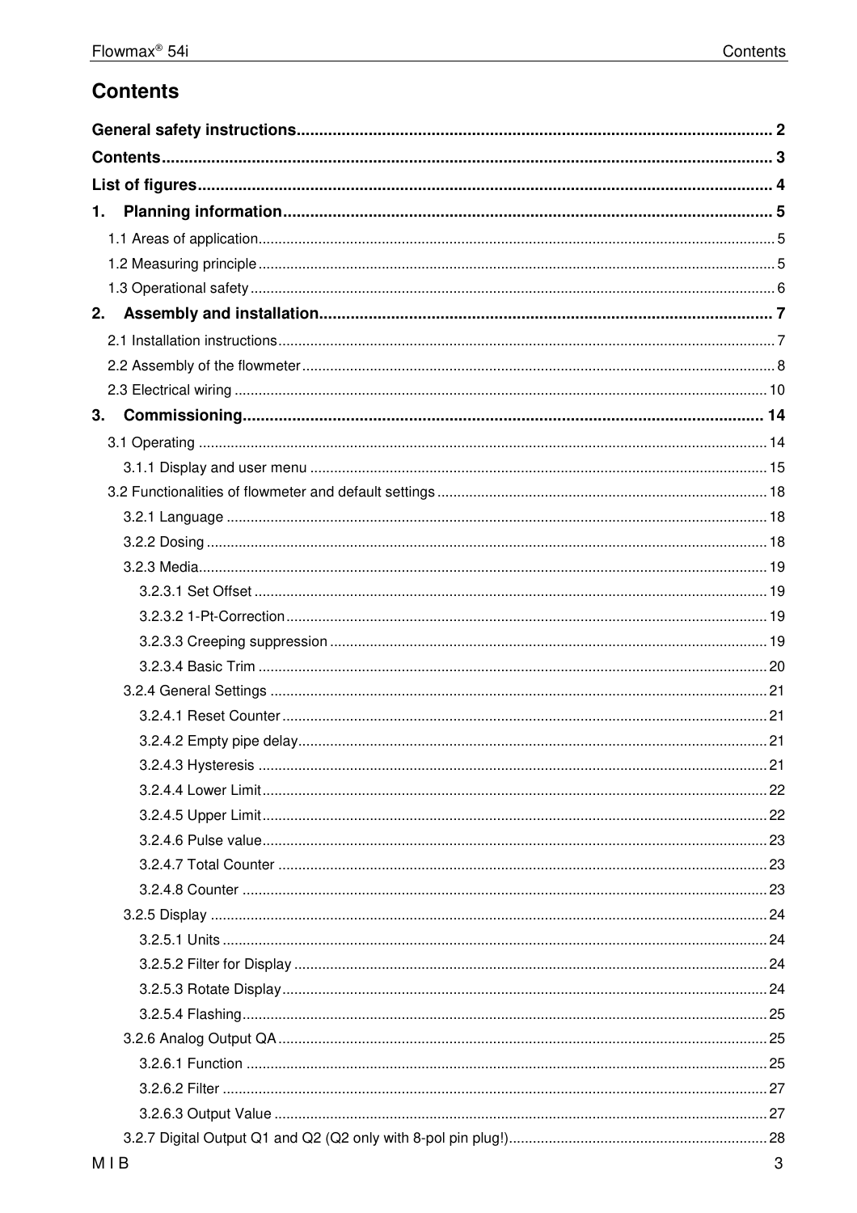# Contents

**General safety instructions** ........ 2

**Contents** ........ 3

**List of figures** ........ 4

**1. Planning information** ........ 5

- 1.1 Areas of application ........ 5
- 1.2 Measuring principle ........ 5
- 1.3 Operational safety ........ 6

**2. Assembly and installation** ........ 7

- 2.1 Installation instructions ........ 7
- 2.2 Assembly of the flowmeter ........ 8
- 2.3 Electrical wiring ........ 10

**3. Commissioning** ........ 14

- 3.1 Operating ........ 14
  - 3.1.1 Display and user menu ........ 15
- 3.2 Functionalities of flowmeter and default settings ........ 18
  - 3.2.1 Language ........ 18
  - 3.2.2 Dosing ........ 18
  - 3.2.3 Media ........ 19
    - 3.2.3.1 Set Offset ........ 19
    - 3.2.3.2 1-Pt-Correction ........ 19
    - 3.2.3.3 Creeping suppression ........ 19
    - 3.2.3.4 Basic Trim ........ 20
  - 3.2.4 General Settings ........ 21
    - 3.2.4.1 Reset Counter ........ 21
    - 3.2.4.2 Empty pipe delay ........ 21
    - 3.2.4.3 Hysteresis ........ 21
    - 3.2.4.4 Lower Limit ........ 22
    - 3.2.4.5 Upper Limit ........ 22
    - 3.2.4.6 Pulse value ........ 23
    - 3.2.4.7 Total Counter ........ 23
    - 3.2.4.8 Counter ........ 23
  - 3.2.5 Display ........ 24
    - 3.2.5.1 Units ........ 24
    - 3.2.5.2 Filter for Display ........ 24
    - 3.2.5.3 Rotate Display ........ 24
    - 3.2.5.4 Flashing ........ 25
  - 3.2.6 Analog Output QA ........ 25
    - 3.2.6.1 Function ........ 25
    - 3.2.6.2 Filter ........ 27
    - 3.2.6.3 Output Value ........ 27
  - 3.2.7 Digital Output Q1 and Q2 (Q2 only with 8-pol pin plug!) ........ 28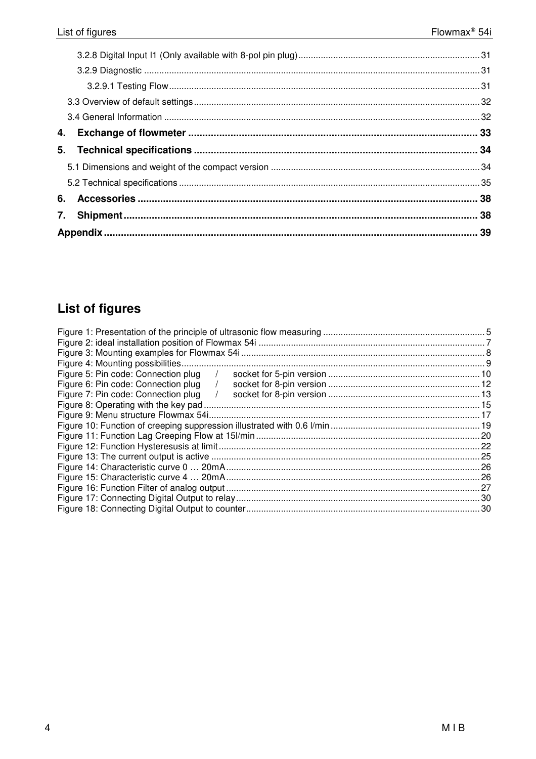3.2.8 Digital Input I1 (Only available with 8-pol pin plug) ........ 31
3.2.9 Diagnostic ........ 31
3.2.9.1 Testing Flow ........ 31
3.3 Overview of default settings ........ 32
3.4 General Information ........ 32

**4. Exchange of flowmeter ........ 33**

**5. Technical specifications ........ 34**

5.1 Dimensions and weight of the compact version ........ 34
5.2 Technical specifications ........ 35

**6. Accessories ........ 38**

**7. Shipment ........ 38**

**Appendix ........ 39**

## List of figures

Figure 1: Presentation of the principle of ultrasonic flow measuring ........ 5
Figure 2: ideal installation position of Flowmax 54i ........ 7
Figure 3: Mounting examples for Flowmax 54i ........ 8
Figure 4: Mounting possibilities ........ 9
Figure 5: Pin code: Connection plug / socket for 5-pin version ........ 10
Figure 6: Pin code: Connection plug / socket for 8-pin version ........ 12
Figure 7: Pin code: Connection plug / socket for 8-pin version ........ 13
Figure 8: Operating with the key pad ........ 15
Figure 9: Menu structure Flowmax 54i ........ 17
Figure 10: Function of creeping suppression illustrated with 0.6 l/min ........ 19
Figure 11: Function Lag Creeping Flow at 15l/min ........ 20
Figure 12: Function Hysteresusis at limit ........ 22
Figure 13: The current output is active ........ 25
Figure 14: Characteristic curve 0 … 20mA ........ 26
Figure 15: Characteristic curve 4 … 20mA ........ 26
Figure 16: Function Filter of analog output ........ 27
Figure 17: Connecting Digital Output to relay ........ 30
Figure 18: Connecting Digital Output to counter ........ 30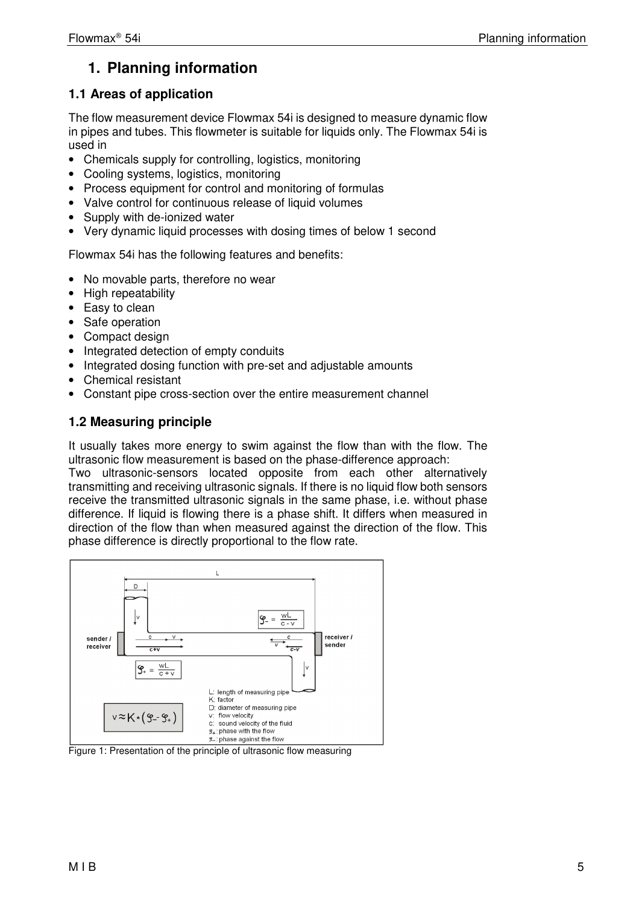# 1. Planning information

## 1.1 Areas of application

The flow measurement device Flowmax 54i is designed to measure dynamic flow in pipes and tubes. This flowmeter is suitable for liquids only. The Flowmax 54i is used in

- Chemicals supply for controlling, logistics, monitoring
- Cooling systems, logistics, monitoring
- Process equipment for control and monitoring of formulas
- Valve control for continuous release of liquid volumes
- Supply with de-ionized water
- Very dynamic liquid processes with dosing times of below 1 second

Flowmax 54i has the following features and benefits:

- No movable parts, therefore no wear
- High repeatability
- Easy to clean
- Safe operation
- Compact design
- Integrated detection of empty conduits
- Integrated dosing function with pre-set and adjustable amounts
- Chemical resistant
- Constant pipe cross-section over the entire measurement channel

## 1.2 Measuring principle

It usually takes more energy to swim against the flow than with the flow. The ultrasonic flow measurement is based on the phase-difference approach:
Two ultrasonic-sensors located opposite from each other alternatively transmitting and receiving ultrasonic signals. If there is no liquid flow both sensors receive the transmitted ultrasonic signals in the same phase, i.e. without phase difference. If liquid is flowing there is a phase shift. It differs when measured in direction of the flow than when measured against the direction of the flow. This phase difference is directly proportional to the flow rate.

L, D, v, c, c+v, c-v

sender / receiver

receiver / sender

$$\varphi_- = \frac{wL}{c - v}$$

$$\varphi_+ = \frac{wL}{c + v}$$

$$v \approx K * (\varphi_- - \varphi_+)$$

L: length of measuring pipe
K: factor
D: diameter of measuring pipe
v: flow velocity
c: sound velocity of the fluid
$\varphi_+$: phase with the flow
$\varphi_-$: phase against the flow

Figure 1: Presentation of the principle of ultrasonic flow measuring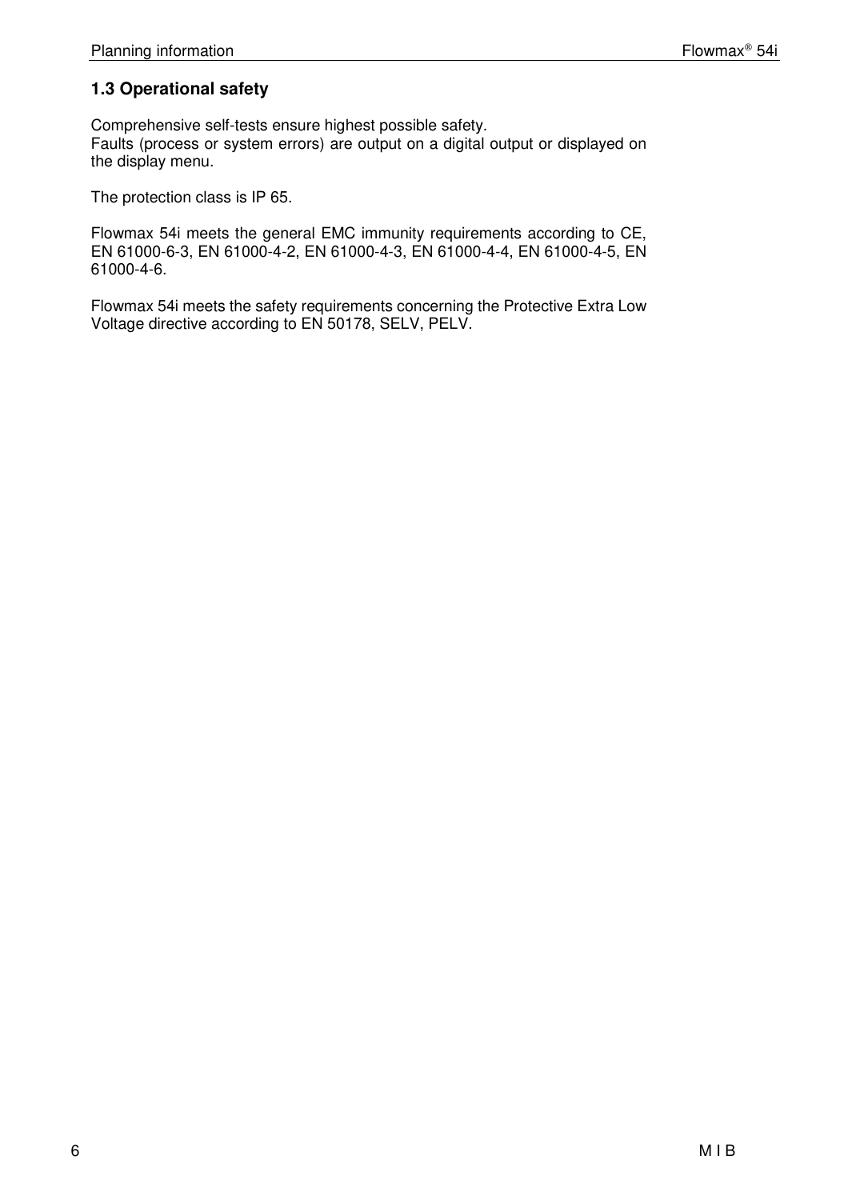## 1.3 Operational safety

Comprehensive self-tests ensure highest possible safety.
Faults (process or system errors) are output on a digital output or displayed on the display menu.

The protection class is IP 65.

Flowmax 54i meets the general EMC immunity requirements according to CE, EN 61000-6-3, EN 61000-4-2, EN 61000-4-3, EN 61000-4-4, EN 61000-4-5, EN 61000-4-6.

Flowmax 54i meets the safety requirements concerning the Protective Extra Low Voltage directive according to EN 50178, SELV, PELV.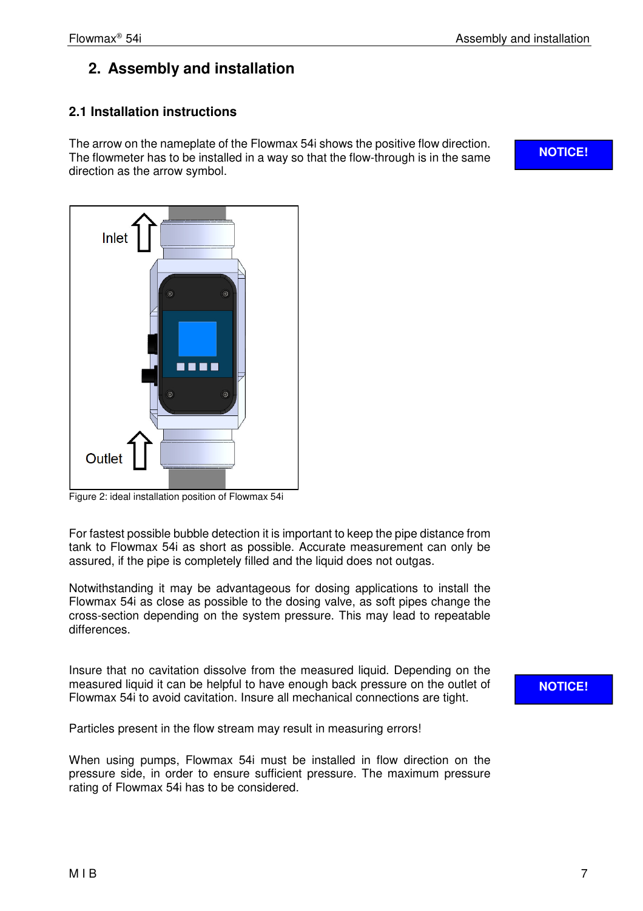# 2. Assembly and installation

## 2.1 Installation instructions

**NOTICE!**

The arrow on the nameplate of the Flowmax 54i shows the positive flow direction. The flowmeter has to be installed in a way so that the flow-through is in the same direction as the arrow symbol.

Figure 2: ideal installation position of Flowmax 54i

For fastest possible bubble detection it is important to keep the pipe distance from tank to Flowmax 54i as short as possible. Accurate measurement can only be assured, if the pipe is completely filled and the liquid does not outgas.

Notwithstanding it may be advantageous for dosing applications to install the Flowmax 54i as close as possible to the dosing valve, as soft pipes change the cross-section depending on the system pressure. This may lead to repeatable differences.

**NOTICE!**

Insure that no cavitation dissolve from the measured liquid. Depending on the measured liquid it can be helpful to have enough back pressure on the outlet of Flowmax 54i to avoid cavitation. Insure all mechanical connections are tight.

Particles present in the flow stream may result in measuring errors!

When using pumps, Flowmax 54i must be installed in flow direction on the pressure side, in order to ensure sufficient pressure. The maximum pressure rating of Flowmax 54i has to be considered.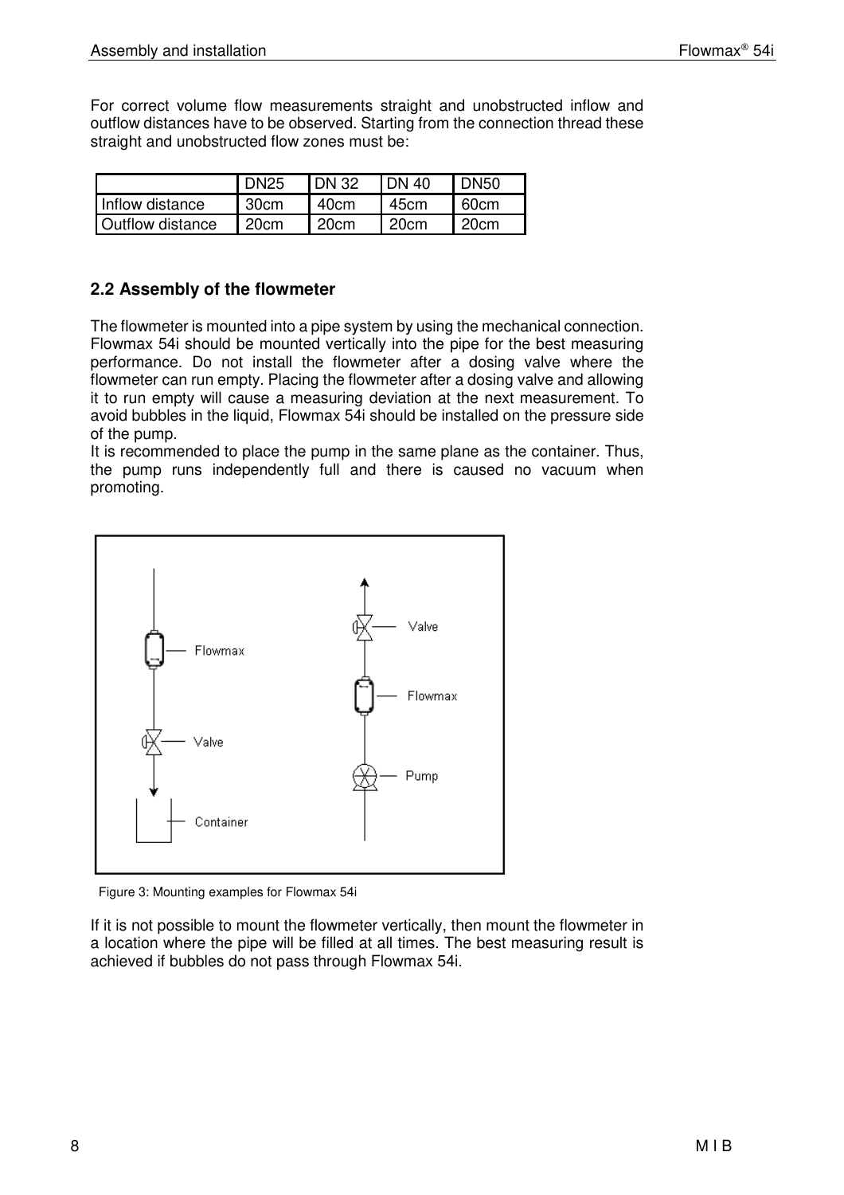For correct volume flow measurements straight and unobstructed inflow and outflow distances have to be observed. Starting from the connection thread these straight and unobstructed flow zones must be:

| | DN25 | DN 32 | DN 40 | DN50 |
|---|---|---|---|---|
| Inflow distance | 30cm | 40cm | 45cm | 60cm |
| Outflow distance | 20cm | 20cm | 20cm | 20cm |

## 2.2 Assembly of the flowmeter

The flowmeter is mounted into a pipe system by using the mechanical connection. Flowmax 54i should be mounted vertically into the pipe for the best measuring performance. Do not install the flowmeter after a dosing valve where the flowmeter can run empty. Placing the flowmeter after a dosing valve and allowing it to run empty will cause a measuring deviation at the next measurement. To avoid bubbles in the liquid, Flowmax 54i should be installed on the pressure side of the pump.
It is recommended to place the pump in the same plane as the container. Thus, the pump runs independently full and there is caused no vacuum when promoting.

Figure 3: Mounting examples for Flowmax 54i

If it is not possible to mount the flowmeter vertically, then mount the flowmeter in a location where the pipe will be filled at all times. The best measuring result is achieved if bubbles do not pass through Flowmax 54i.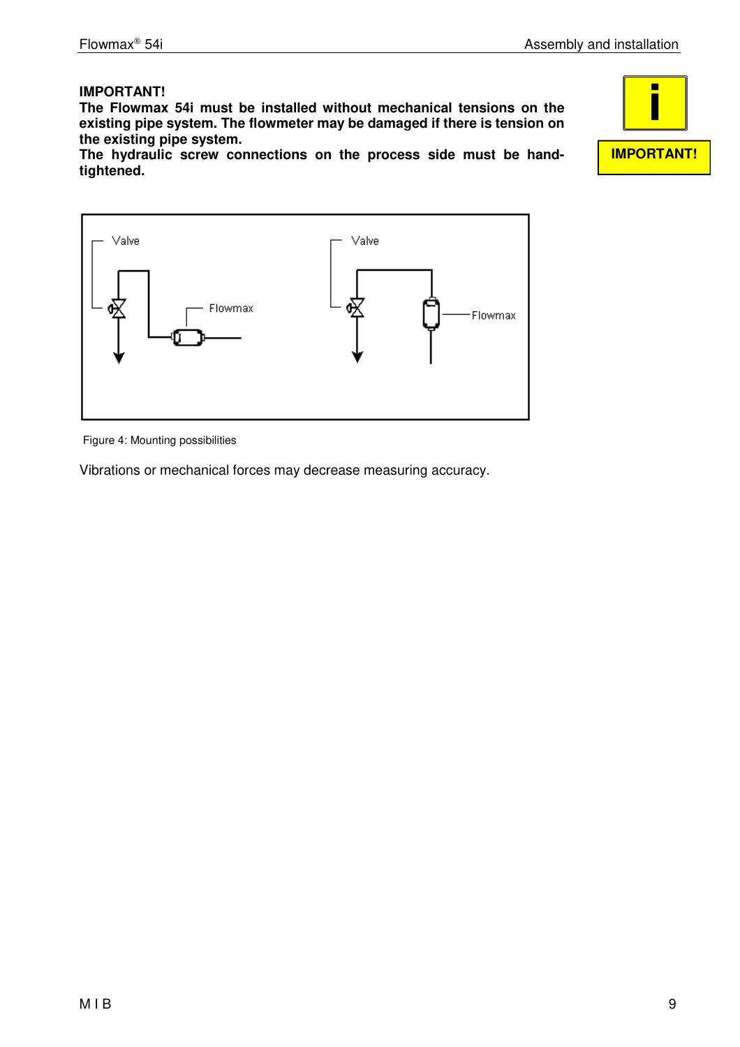**IMPORTANT!**
**The Flowmax 54i must be installed without mechanical tensions on the existing pipe system. The flowmeter may be damaged if there is tension on the existing pipe system.**
**The hydraulic screw connections on the process side must be hand-tightened.**

**IMPORTANT!**

Figure 4: Mounting possibilities

Vibrations or mechanical forces may decrease measuring accuracy.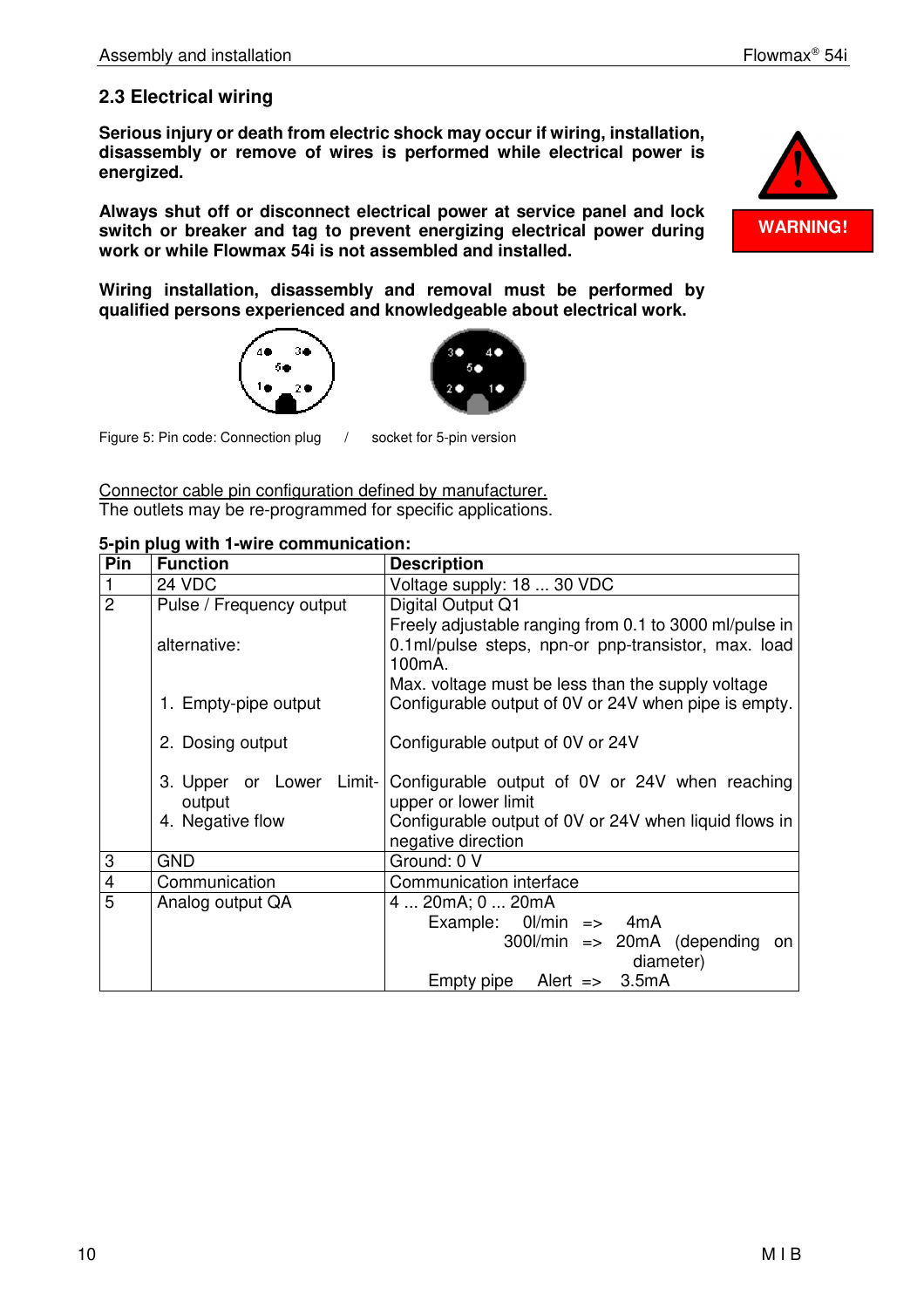## 2.3 Electrical wiring

**Serious injury or death from electric shock may occur if wiring, installation, disassembly or remove of wires is performed while electrical power is energized.**

**Always shut off or disconnect electrical power at service panel and lock switch or breaker and tag to prevent energizing electrical power during work or while Flowmax 54i is not assembled and installed.**

**Wiring installation, disassembly and removal must be performed by qualified persons experienced and knowledgeable about electrical work.**

**WARNING!**

Figure 5: Pin code: Connection plug / socket for 5-pin version

Connector cable pin configuration defined by manufacturer.
The outlets may be re-programmed for specific applications.

**5-pin plug with 1-wire communication:**

| Pin | Function | Description |
|---|---|---|
| 1 | 24 VDC | Voltage supply: 18 ... 30 VDC |
| 2 | Pulse / Frequency output<br><br>alternative:<br><br>1. Empty-pipe output<br><br>2. Dosing output<br><br>3. Upper or Lower Limit-output<br>4. Negative flow | Digital Output Q1<br>Freely adjustable ranging from 0.1 to 3000 ml/pulse in 0.1ml/pulse steps, npn-or pnp-transistor, max. load 100mA.<br>Max. voltage must be less than the supply voltage<br>Configurable output of 0V or 24V when pipe is empty.<br><br>Configurable output of 0V or 24V<br><br>Configurable output of 0V or 24V when reaching upper or lower limit<br>Configurable output of 0V or 24V when liquid flows in negative direction |
| 3 | GND | Ground: 0 V |
| 4 | Communication | Communication interface |
| 5 | Analog output QA | 4 ... 20mA; 0 ... 20mA<br>Example: 0l/min => 4mA<br>300l/min => 20mA (depending on diameter)<br>Empty pipe Alert => 3.5mA |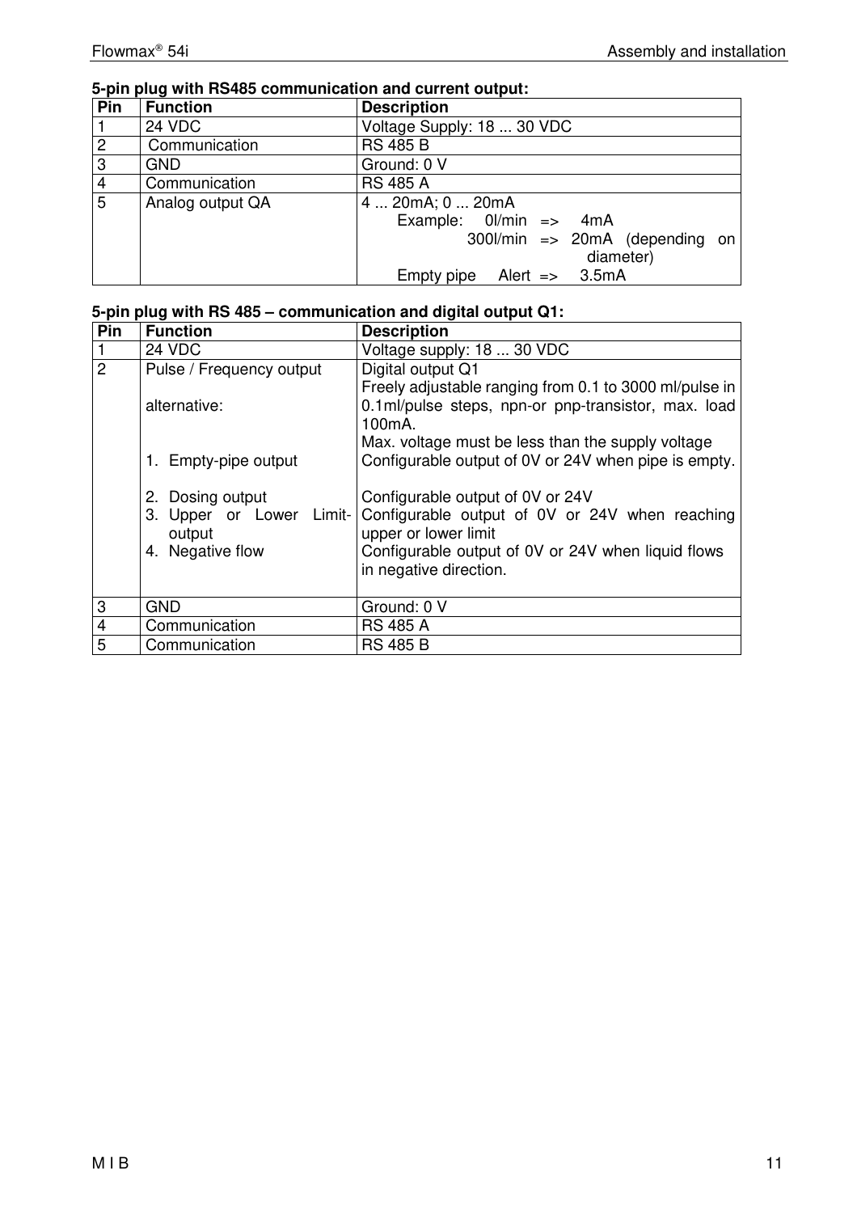**5-pin plug with RS485 communication and current output:**

| Pin | Function | Description |
|---|---|---|
| 1 | 24 VDC | Voltage Supply: 18 ... 30 VDC |
| 2 | Communication | RS 485 B |
| 3 | GND | Ground: 0 V |
| 4 | Communication | RS 485 A |
| 5 | Analog output QA | 4 ... 20mA; 0 ... 20mA<br>Example: 0l/min => 4mA<br>300l/min => 20mA (depending on diameter)<br>Empty pipe Alert => 3.5mA |

**5-pin plug with RS 485 – communication and digital output Q1:**

| Pin | Function | Description |
|---|---|---|
| 1 | 24 VDC | Voltage supply: 18 ... 30 VDC |
| 2 | Pulse / Frequency output<br><br>alternative:<br><br>1. Empty-pipe output<br><br>2. Dosing output<br>3. Upper or Lower Limit-output<br>4. Negative flow | Digital output Q1<br>Freely adjustable ranging from 0.1 to 3000 ml/pulse in 0.1ml/pulse steps, npn-or pnp-transistor, max. load 100mA.<br>Max. voltage must be less than the supply voltage<br>Configurable output of 0V or 24V when pipe is empty.<br><br>Configurable output of 0V or 24V<br>Configurable output of 0V or 24V when reaching upper or lower limit<br>Configurable output of 0V or 24V when liquid flows in negative direction. |
| 3 | GND | Ground: 0 V |
| 4 | Communication | RS 485 A |
| 5 | Communication | RS 485 B |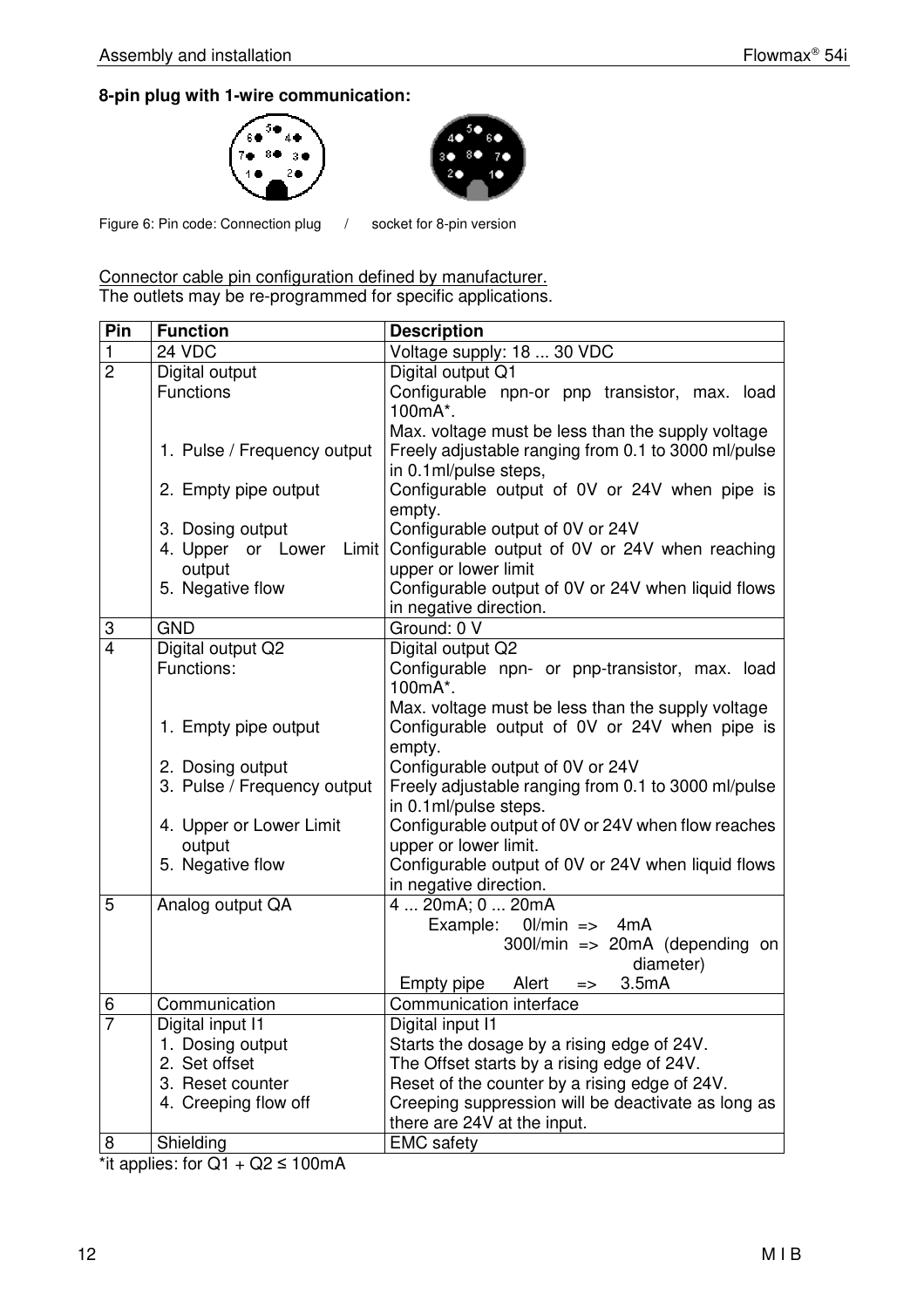**8-pin plug with 1-wire communication:**

Figure 6: Pin code: Connection plug / socket for 8-pin version

Connector cable pin configuration defined by manufacturer.
The outlets may be re-programmed for specific applications.

| Pin | Function | Description |
|---|---|---|
| 1 | 24 VDC | Voltage supply: 18 ... 30 VDC |
| 2 | Digital output<br>Functions<br><br>1. Pulse / Frequency output<br><br>2. Empty pipe output<br><br>3. Dosing output<br>4. Upper or Lower Limit output<br>5. Negative flow | Digital output Q1<br>Configurable npn-or pnp transistor, max. load 100mA*.<br>Max. voltage must be less than the supply voltage<br>Freely adjustable ranging from 0.1 to 3000 ml/pulse in 0.1ml/pulse steps,<br>Configurable output of 0V or 24V when pipe is empty.<br>Configurable output of 0V or 24V<br>Configurable output of 0V or 24V when reaching upper or lower limit<br>Configurable output of 0V or 24V when liquid flows in negative direction. |
| 3 | GND | Ground: 0 V |
| 4 | Digital output Q2<br>Functions:<br><br>1. Empty pipe output<br><br>2. Dosing output<br>3. Pulse / Frequency output<br><br>4. Upper or Lower Limit output<br>5. Negative flow | Digital output Q2<br>Configurable npn- or pnp-transistor, max. load 100mA*.<br>Max. voltage must be less than the supply voltage<br>Configurable output of 0V or 24V when pipe is empty.<br>Configurable output of 0V or 24V<br>Freely adjustable ranging from 0.1 to 3000 ml/pulse in 0.1ml/pulse steps.<br>Configurable output of 0V or 24V when flow reaches upper or lower limit.<br>Configurable output of 0V or 24V when liquid flows in negative direction. |
| 5 | Analog output QA | 4 ... 20mA; 0 ... 20mA<br>Example: 0l/min => 4mA<br>300l/min => 20mA (depending on diameter)<br>Empty pipe Alert => 3.5mA |
| 6 | Communication | Communication interface |
| 7 | Digital input I1<br>1. Dosing output<br>2. Set offset<br>3. Reset counter<br>4. Creeping flow off | Digital input I1<br>Starts the dosage by a rising edge of 24V.<br>The Offset starts by a rising edge of 24V.<br>Reset of the counter by a rising edge of 24V.<br>Creeping suppression will be deactivate as long as there are 24V at the input. |
| 8 | Shielding | EMC safety |

*it applies: for Q1 + Q2 ≤ 100mA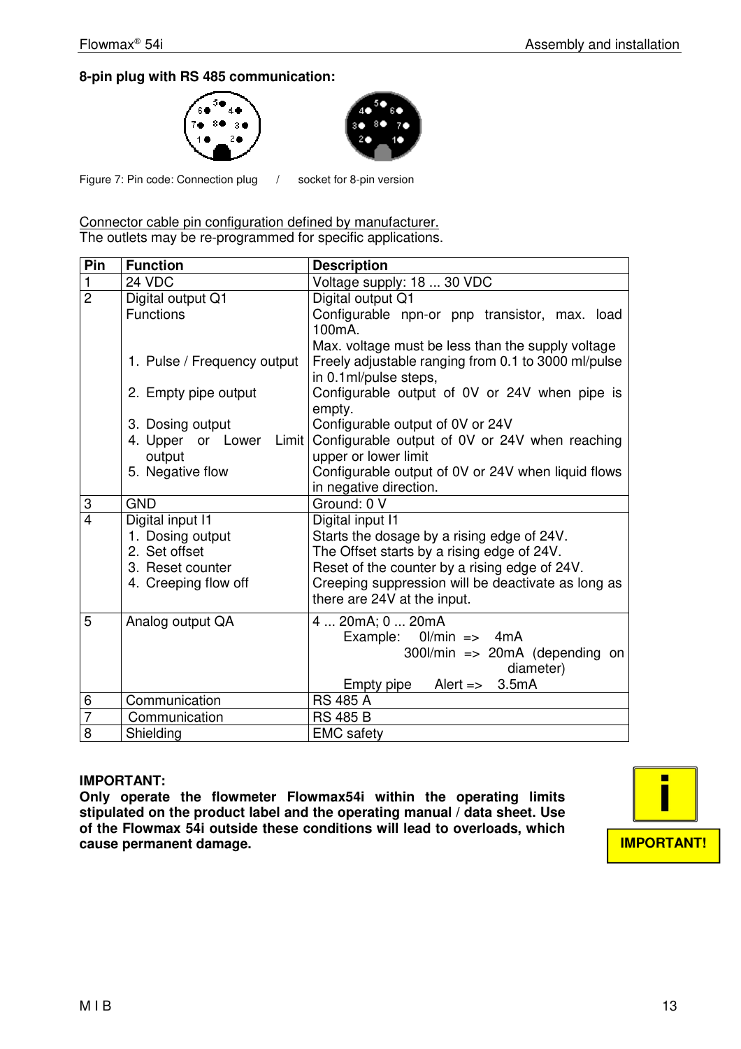**8-pin plug with RS 485 communication:**

Figure 7: Pin code: Connection plug / socket for 8-pin version

<u>Connector cable pin configuration defined by manufacturer.</u>
The outlets may be re-programmed for specific applications.

| Pin | Function | Description |
|---|---|---|
| 1 | 24 VDC | Voltage supply: 18 ... 30 VDC |
| 2 | Digital output Q1<br>Functions<br><br>1. Pulse / Frequency output<br><br>2. Empty pipe output<br><br>3. Dosing output<br>4. Upper or Lower Limit output<br>5. Negative flow | Digital output Q1<br>Configurable npn-or pnp transistor, max. load 100mA.<br>Max. voltage must be less than the supply voltage<br>Freely adjustable ranging from 0.1 to 3000 ml/pulse in 0.1ml/pulse steps,<br>Configurable output of 0V or 24V when pipe is empty.<br>Configurable output of 0V or 24V<br>Configurable output of 0V or 24V when reaching upper or lower limit<br>Configurable output of 0V or 24V when liquid flows in negative direction. |
| 3 | GND | Ground: 0 V |
| 4 | Digital input I1<br>1. Dosing output<br>2. Set offset<br>3. Reset counter<br>4. Creeping flow off | Digital input I1<br>Starts the dosage by a rising edge of 24V.<br>The Offset starts by a rising edge of 24V.<br>Reset of the counter by a rising edge of 24V.<br>Creeping suppression will be deactivate as long as there are 24V at the input. |
| 5 | Analog output QA | 4 ... 20mA; 0 ... 20mA<br>Example: 0l/min => 4mA<br>300l/min => 20mA (depending on diameter)<br>Empty pipe Alert => 3.5mA |
| 6 | Communication | RS 485 A |
| 7 | Communication | RS 485 B |
| 8 | Shielding | EMC safety |

**IMPORTANT:**
**Only operate the flowmeter Flowmax54i within the operating limits stipulated on the product label and the operating manual / data sheet. Use of the Flowmax 54i outside these conditions will lead to overloads, which cause permanent damage.**

**IMPORTANT!**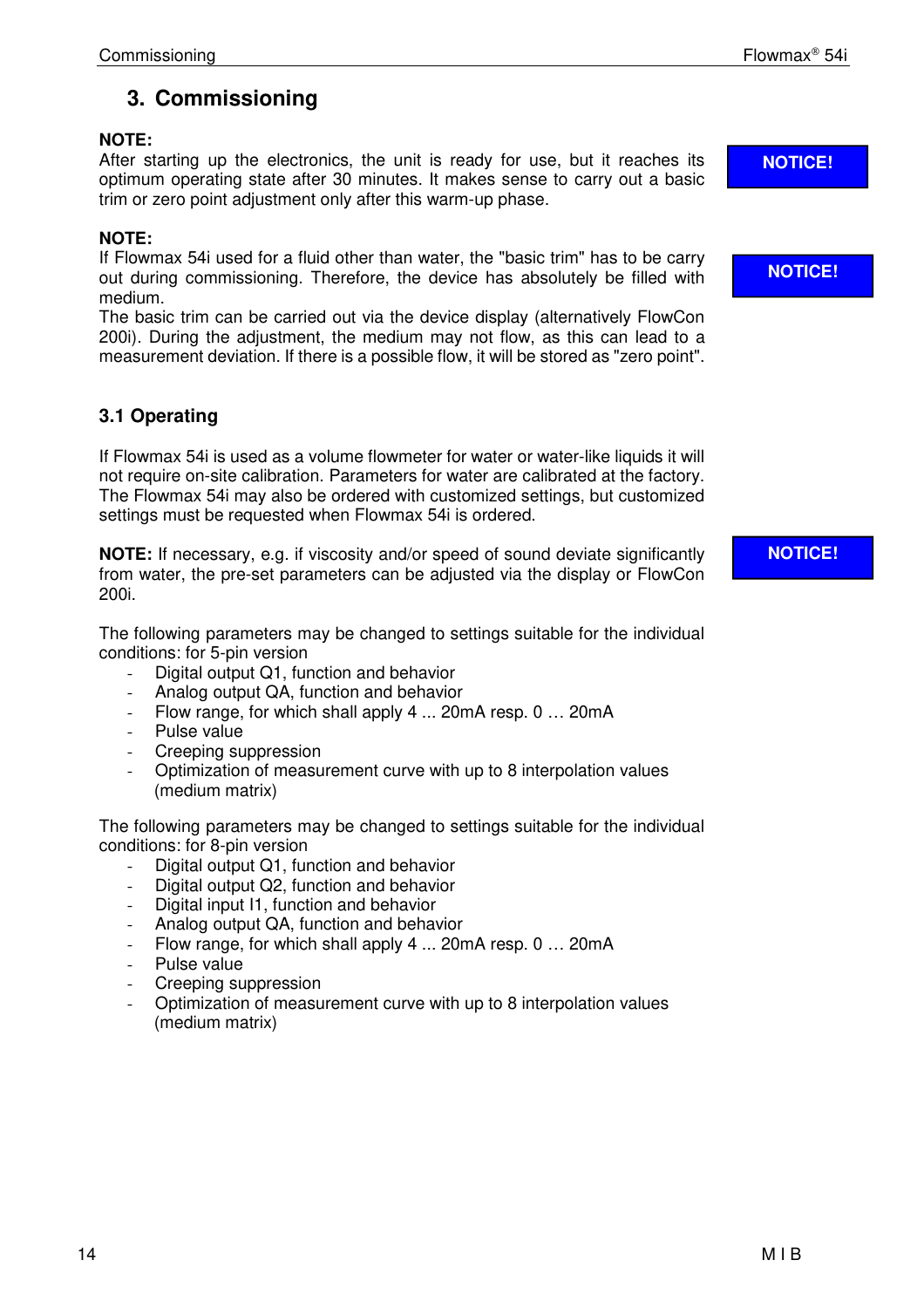# 3. Commissioning

**NOTE:**
After starting up the electronics, the unit is ready for use, but it reaches its optimum operating state after 30 minutes. It makes sense to carry out a basic trim or zero point adjustment only after this warm-up phase.

**NOTICE!**

**NOTE:**
If Flowmax 54i used for a fluid other than water, the "basic trim" has to be carry out during commissioning. Therefore, the device has absolutely be filled with medium.
The basic trim can be carried out via the device display (alternatively FlowCon 200i). During the adjustment, the medium may not flow, as this can lead to a measurement deviation. If there is a possible flow, it will be stored as "zero point".

**NOTICE!**

## 3.1 Operating

If Flowmax 54i is used as a volume flowmeter for water or water-like liquids it will not require on-site calibration. Parameters for water are calibrated at the factory. The Flowmax 54i may also be ordered with customized settings, but customized settings must be requested when Flowmax 54i is ordered.

**NOTE:** If necessary, e.g. if viscosity and/or speed of sound deviate significantly from water, the pre-set parameters can be adjusted via the display or FlowCon 200i.

**NOTICE!**

The following parameters may be changed to settings suitable for the individual conditions: for 5-pin version

- Digital output Q1, function and behavior
- Analog output QA, function and behavior
- Flow range, for which shall apply 4 ... 20mA resp. 0 … 20mA
- Pulse value
- Creeping suppression
- Optimization of measurement curve with up to 8 interpolation values (medium matrix)

The following parameters may be changed to settings suitable for the individual conditions: for 8-pin version

- Digital output Q1, function and behavior
- Digital output Q2, function and behavior
- Digital input I1, function and behavior
- Analog output QA, function and behavior
- Flow range, for which shall apply 4 ... 20mA resp. 0 … 20mA
- Pulse value
- Creeping suppression
- Optimization of measurement curve with up to 8 interpolation values (medium matrix)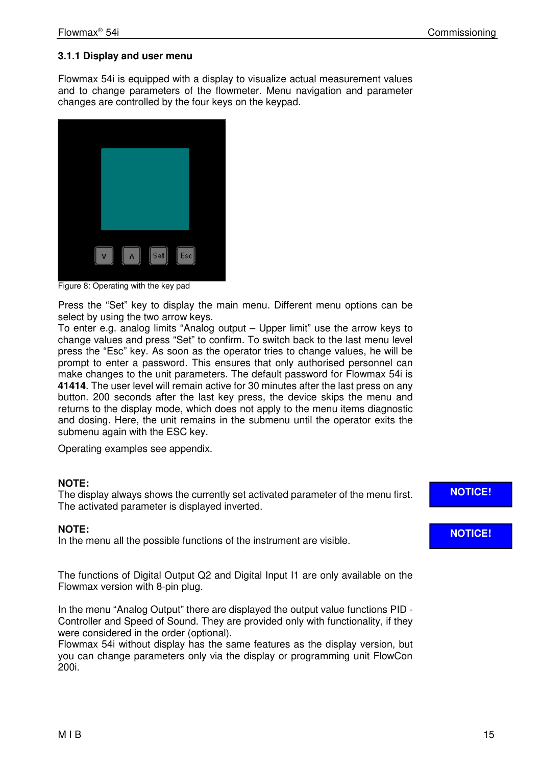### 3.1.1 Display and user menu

Flowmax 54i is equipped with a display to visualize actual measurement values and to change parameters of the flowmeter. Menu navigation and parameter changes are controlled by the four keys on the keypad.

Figure 8: Operating with the key pad

Press the “Set” key to display the main menu. Different menu options can be select by using the two arrow keys.
To enter e.g. analog limits “Analog output – Upper limit” use the arrow keys to change values and press “Set” to confirm. To switch back to the last menu level press the “Esc” key. As soon as the operator tries to change values, he will be prompt to enter a password. This ensures that only authorised personnel can make changes to the unit parameters. The default password for Flowmax 54i is **41414**. The user level will remain active for 30 minutes after the last press on any button. 200 seconds after the last key press, the device skips the menu and returns to the display mode, which does not apply to the menu items diagnostic and dosing. Here, the unit remains in the submenu until the operator exits the submenu again with the ESC key.

Operating examples see appendix.

**NOTICE!**

**NOTE:**
The display always shows the currently set activated parameter of the menu first. The activated parameter is displayed inverted.

**NOTICE!**

**NOTE:**
In the menu all the possible functions of the instrument are visible.

The functions of Digital Output Q2 and Digital Input I1 are only available on the Flowmax version with 8-pin plug.

In the menu “Analog Output” there are displayed the output value functions PID - Controller and Speed of Sound. They are provided only with functionality, if they were considered in the order (optional).
Flowmax 54i without display has the same features as the display version, but you can change parameters only via the display or programming unit FlowCon 200i.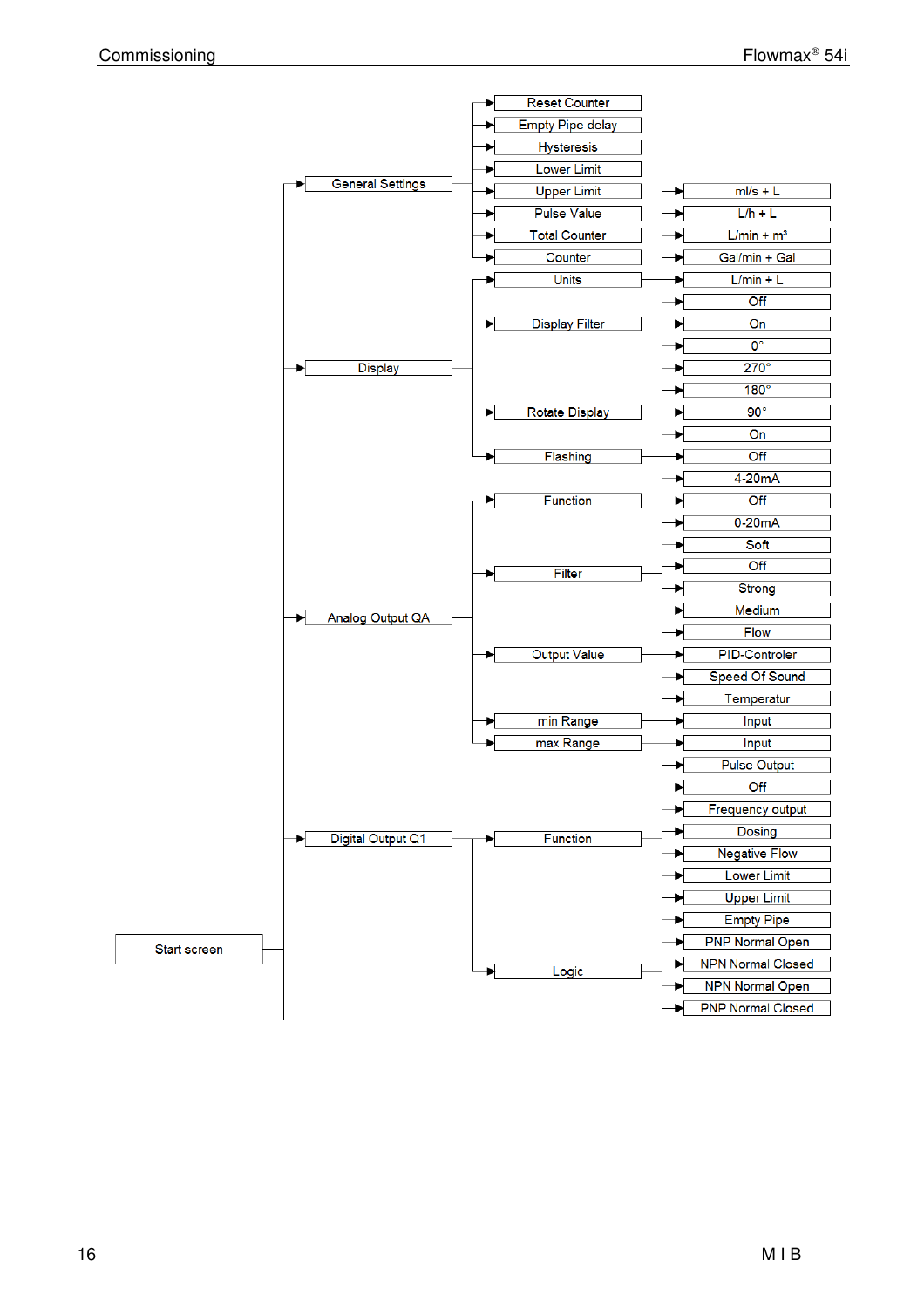- Start screen
  - General Settings
    - Reset Counter
    - Empty Pipe delay
    - Hysteresis
    - Lower Limit
    - Upper Limit
    - Pulse Value
    - Total Counter
    - Counter
    - Units
      - ml/s + L
      - L/h + L
      - L/min + m³
      - Gal/min + Gal
      - L/min + L
  - Display
    - Display Filter
      - Off
      - On
    - Rotate Display
      - 0°
      - 270°
      - 180°
      - 90°
    - Flashing
      - On
      - Off
  - Analog Output QA
    - Function
      - 4-20mA
      - Off
      - 0-20mA
    - Filter
      - Soft
      - Off
      - Strong
      - Medium
    - Output Value
      - Flow
      - PID-Controler
      - Speed Of Sound
      - Temperatur
    - min Range
      - Input
    - max Range
      - Input
  - Digital Output Q1
    - Function
      - Pulse Output
      - Off
      - Frequency output
      - Dosing
      - Negative Flow
      - Lower Limit
      - Upper Limit
      - Empty Pipe
    - Logic
      - PNP Normal Open
      - NPN Normal Closed
      - NPN Normal Open
      - PNP Normal Closed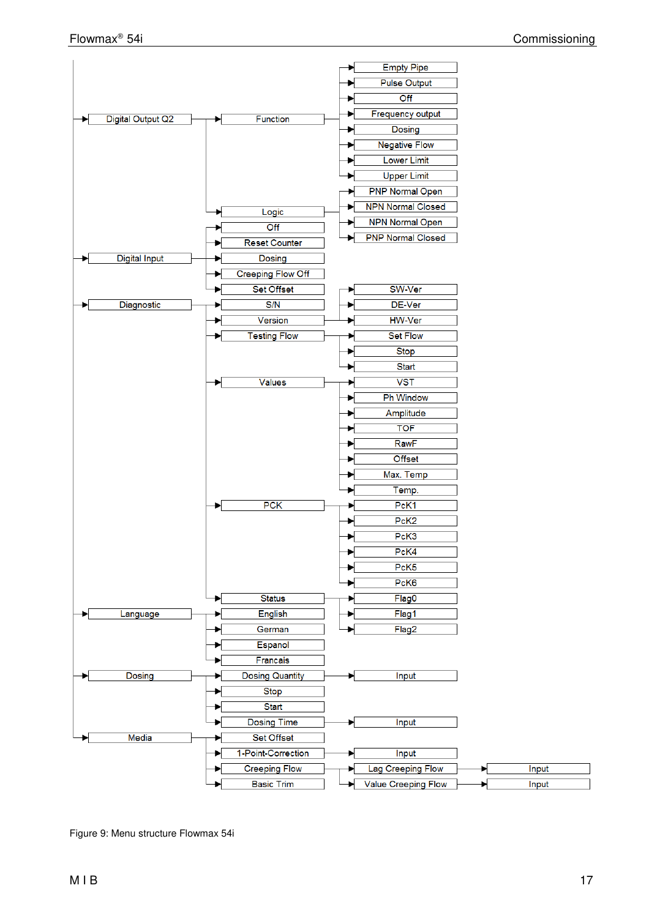- Digital Output Q2
  - Function
    - Empty Pipe
    - Pulse Output
    - Off
    - Frequency output
    - Dosing
    - Negative Flow
    - Lower Limit
    - Upper Limit
  - Logic
    - PNP Normal Open
    - NPN Normal Closed
    - NPN Normal Open
    - PNP Normal Closed
- Digital Input
  - Off
  - Reset Counter
  - Dosing
  - Creeping Flow Off
  - Set Offset
- Diagnostic
  - S/N
  - Version
    - SW-Ver
    - DE-Ver
    - HW-Ver
  - Testing Flow
    - Set Flow
    - Stop
    - Start
  - Values
    - VST
    - Ph Window
    - Amplitude
    - TOF
    - RawF
    - Offset
    - Max. Temp
    - Temp.
  - PCK
    - PcK1
    - PcK2
    - PcK3
    - PcK4
    - PcK5
    - PcK6
  - Status
    - Flag0
    - Flag1
    - Flag2
- Language
  - English
  - German
  - Espanol
  - Francais
- Dosing
  - Dosing Quantity
    - Input
  - Stop
  - Start
  - Dosing Time
    - Input
- Media
  - Set Offset
  - 1-Point-Correction
    - Input
  - Creeping Flow
    - Lag Creeping Flow
      - Input
    - Value Creeping Flow
      - Input
  - Basic Trim

Figure 9: Menu structure Flowmax 54i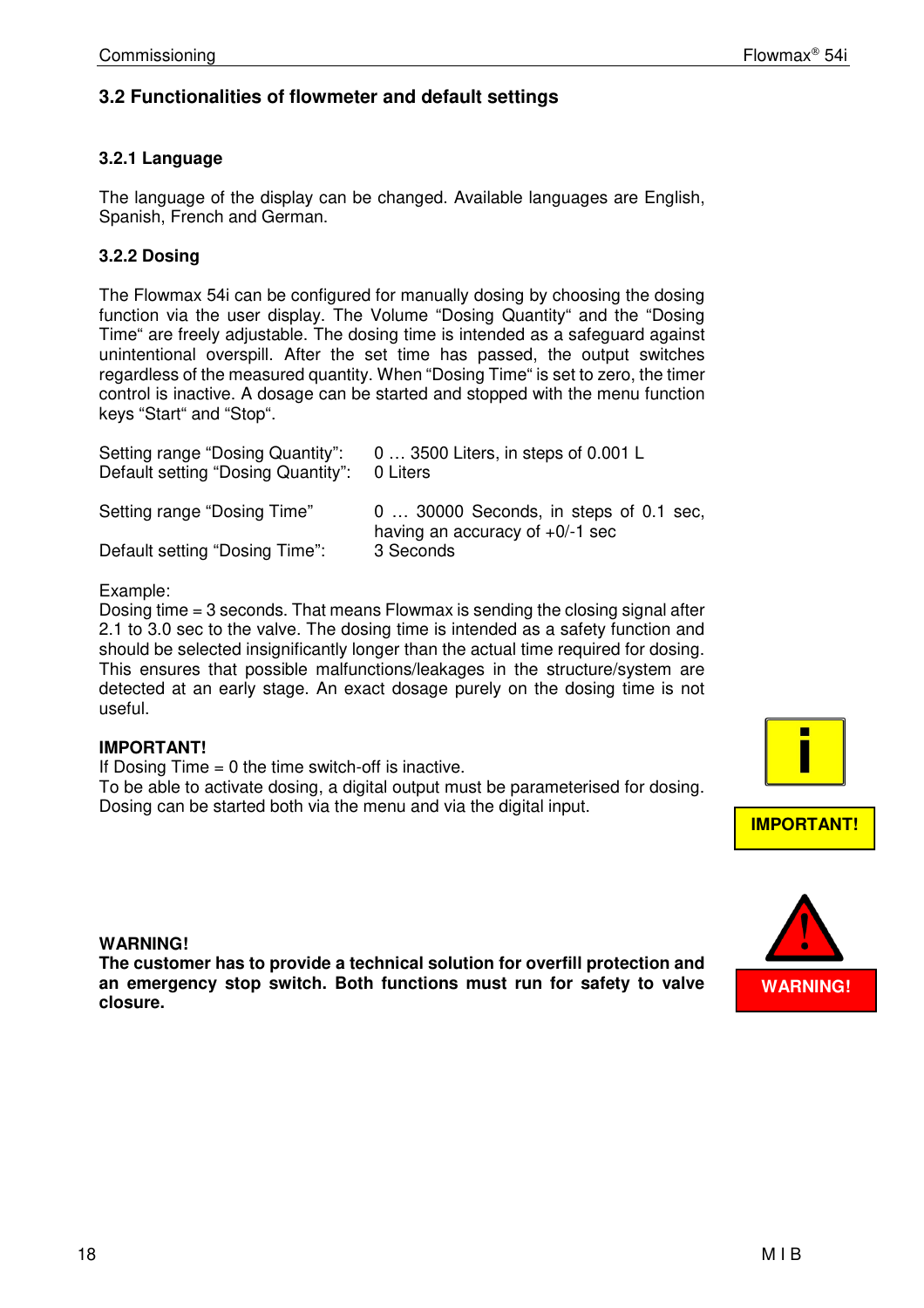## 3.2 Functionalities of flowmeter and default settings

### 3.2.1 Language

The language of the display can be changed. Available languages are English, Spanish, French and German.

### 3.2.2 Dosing

The Flowmax 54i can be configured for manually dosing by choosing the dosing function via the user display. The Volume “Dosing Quantity“ and the “Dosing Time“ are freely adjustable. The dosing time is intended as a safeguard against unintentional overspill. After the set time has passed, the output switches regardless of the measured quantity. When “Dosing Time“ is set to zero, the timer control is inactive. A dosage can be started and stopped with the menu function keys “Start“ and “Stop“.

| | |
|---|---|
| Setting range “Dosing Quantity”: | 0 … 3500 Liters, in steps of 0.001 L |
| Default setting “Dosing Quantity”: | 0 Liters |
| Setting range “Dosing Time” | 0 … 30000 Seconds, in steps of 0.1 sec, having an accuracy of +0/-1 sec |
| Default setting “Dosing Time”: | 3 Seconds |

Example:
Dosing time = 3 seconds. That means Flowmax is sending the closing signal after 2.1 to 3.0 sec to the valve. The dosing time is intended as a safety function and should be selected insignificantly longer than the actual time required for dosing. This ensures that possible malfunctions/leakages in the structure/system are detected at an early stage. An exact dosage purely on the dosing time is not useful.

**IMPORTANT!**
If Dosing Time = 0 the time switch-off is inactive.
To be able to activate dosing, a digital output must be parameterised for dosing. Dosing can be started both via the menu and via the digital input.

**IMPORTANT!**

**WARNING!**
**The customer has to provide a technical solution for overfill protection and an emergency stop switch. Both functions must run for safety to valve closure.**

**WARNING!**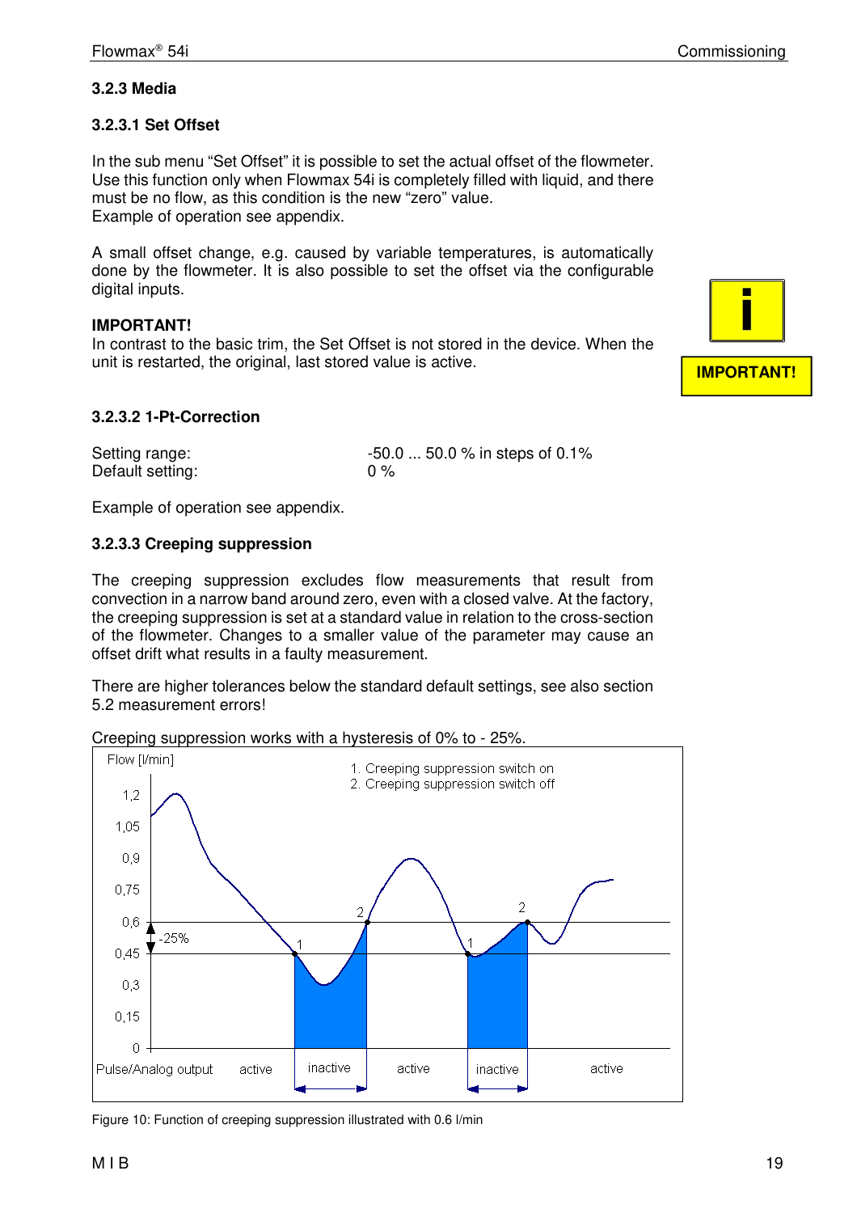### 3.2.3 Media

#### 3.2.3.1 Set Offset

In the sub menu "Set Offset" it is possible to set the actual offset of the flowmeter. Use this function only when Flowmax 54i is completely filled with liquid, and there must be no flow, as this condition is the new "zero" value.
Example of operation see appendix.

A small offset change, e.g. caused by variable temperatures, is automatically done by the flowmeter. It is also possible to set the offset via the configurable digital inputs.

**IMPORTANT!**
In contrast to the basic trim, the Set Offset is not stored in the device. When the unit is restarted, the original, last stored value is active.

**IMPORTANT!**

#### 3.2.3.2 1-Pt-Correction

| | |
|---|---|
| Setting range: | -50.0 ... 50.0 % in steps of 0.1% |
| Default setting: | 0 % |

Example of operation see appendix.

#### 3.2.3.3 Creeping suppression

The creeping suppression excludes flow measurements that result from convection in a narrow band around zero, even with a closed valve. At the factory, the creeping suppression is set at a standard value in relation to the cross-section of the flowmeter. Changes to a smaller value of the parameter may cause an offset drift what results in a faulty measurement.

There are higher tolerances below the standard default settings, see also section 5.2 measurement errors!

Creeping suppression works with a hysteresis of 0% to - 25%.

Figure 10: Function of creeping suppression illustrated with 0.6 l/min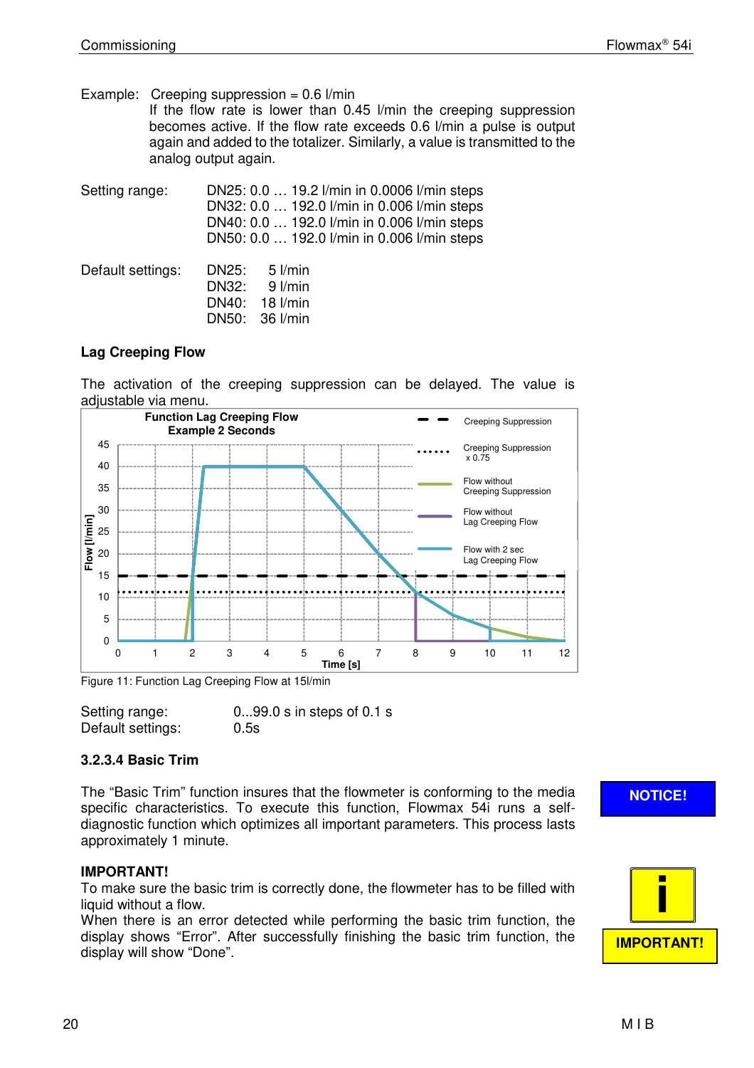Example: Creeping suppression = 0.6 l/min
If the flow rate is lower than 0.45 l/min the creeping suppression becomes active. If the flow rate exceeds 0.6 l/min a pulse is output again and added to the totalizer. Similarly, a value is transmitted to the analog output again.

Setting range:
DN25: 0.0 … 19.2 l/min in 0.0006 l/min steps
DN32: 0.0 … 192.0 l/min in 0.006 l/min steps
DN40: 0.0 … 192.0 l/min in 0.006 l/min steps
DN50: 0.0 … 192.0 l/min in 0.006 l/min steps

Default settings:
DN25: 5 l/min
DN32: 9 l/min
DN40: 18 l/min
DN50: 36 l/min

**Lag Creeping Flow**

The activation of the creeping suppression can be delayed. The value is adjustable via menu.

Figure 11: Function Lag Creeping Flow at 15l/min

Setting range: 0...99.0 s in steps of 0.1 s
Default settings: 0.5s

### 3.2.3.4 Basic Trim

**NOTICE!**

The "Basic Trim" function insures that the flowmeter is conforming to the media specific characteristics. To execute this function, Flowmax 54i runs a self-diagnostic function which optimizes all important parameters. This process lasts approximately 1 minute.

**IMPORTANT!**
To make sure the basic trim is correctly done, the flowmeter has to be filled with liquid without a flow.
When there is an error detected while performing the basic trim function, the display shows "Error". After successfully finishing the basic trim function, the display will show "Done".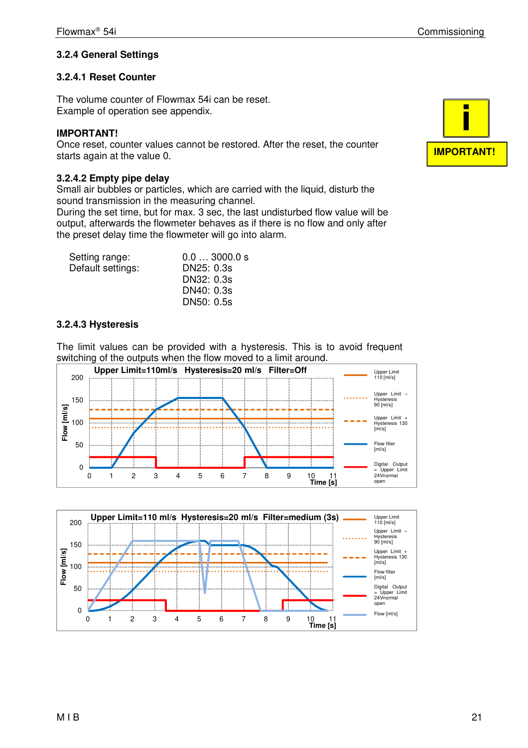### 3.2.4 General Settings

#### 3.2.4.1 Reset Counter

The volume counter of Flowmax 54i can be reset.
Example of operation see appendix.

**IMPORTANT!**
Once reset, counter values cannot be restored. After the reset, the counter starts again at the value 0.

**IMPORTANT!**

#### 3.2.4.2 Empty pipe delay

Small air bubbles or particles, which are carried with the liquid, disturb the sound transmission in the measuring channel.
During the set time, but for max. 3 sec, the last undisturbed flow value will be output, afterwards the flowmeter behaves as if there is no flow and only after the preset delay time the flowmeter will go into alarm.

| | |
|---|---|
| Setting range: | 0.0 … 3000.0 s |
| Default settings: | DN25: 0.3s |
| | DN32: 0.3s |
| | DN40: 0.3s |
| | DN50: 0.5s |

#### 3.2.4.3 Hysteresis

The limit values can be provided with a hysteresis. This is to avoid frequent switching of the outputs when the flow moved to a limit around.

**Upper Limit=110ml/s Hysteresis=20 ml/s Filter=Off**

**Upper Limit=110 ml/s Hysteresis=20 ml/s Filter=medium (3s)**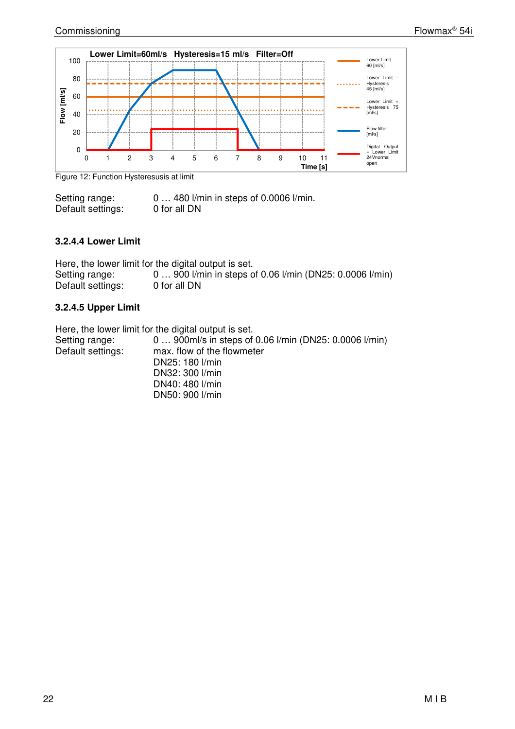Figure 12: Function Hysteresusis at limit

Setting range: 0 … 480 l/min in steps of 0.0006 l/min.
Default settings: 0 for all DN

### 3.2.4.4 Lower Limit

Here, the lower limit for the digital output is set.
Setting range: 0 … 900 l/min in steps of 0.06 l/min (DN25: 0.0006 l/min)
Default settings: 0 for all DN

### 3.2.4.5 Upper Limit

Here, the lower limit for the digital output is set.
Setting range: 0 … 900ml/s in steps of 0.06 l/min (DN25: 0.0006 l/min)
Default settings: max. flow of the flowmeter
DN25: 180 l/min
DN32: 300 l/min
DN40: 480 l/min
DN50: 900 l/min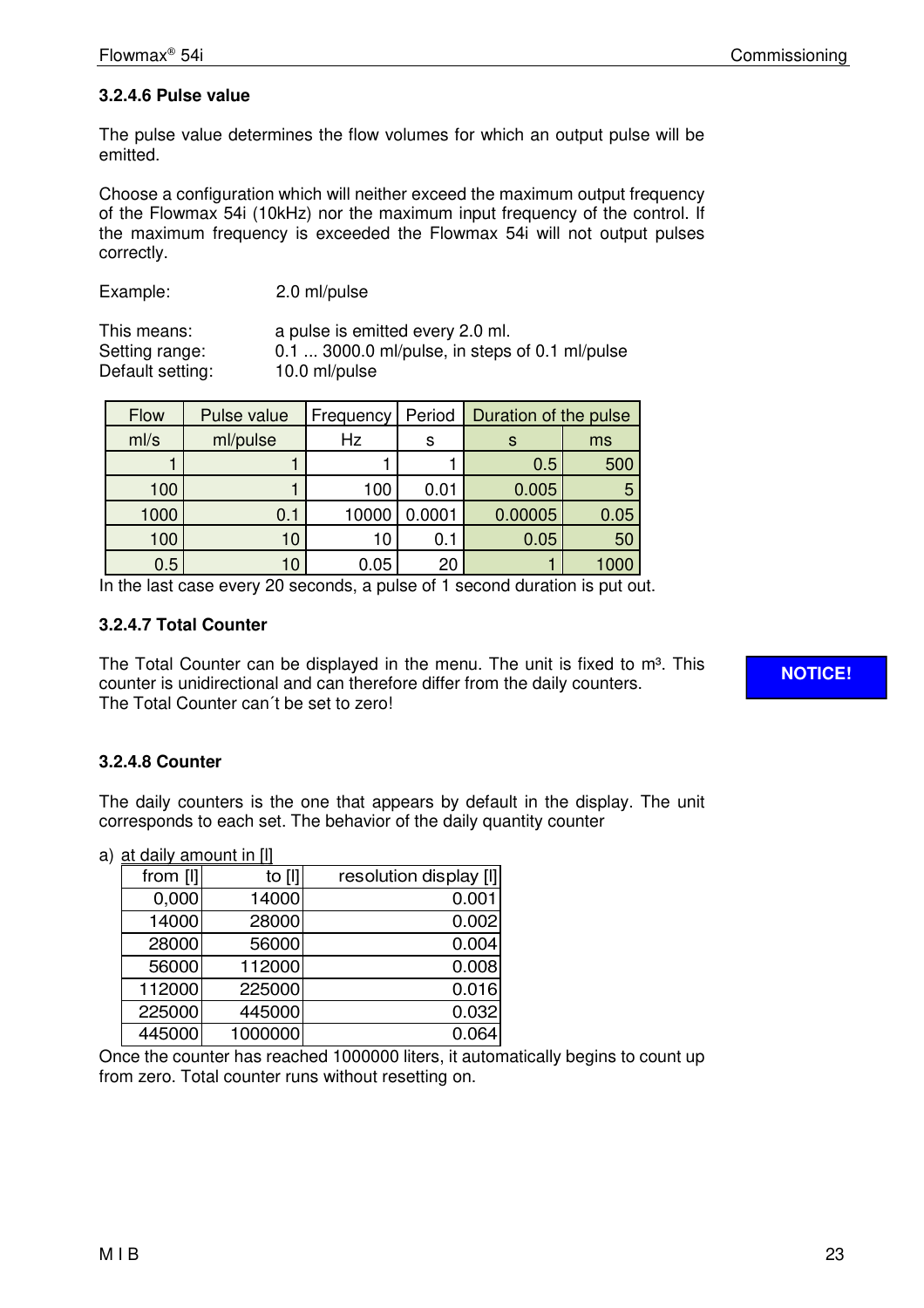### 3.2.4.6 Pulse value

The pulse value determines the flow volumes for which an output pulse will be emitted.

Choose a configuration which will neither exceed the maximum output frequency of the Flowmax 54i (10kHz) nor the maximum input frequency of the control. If the maximum frequency is exceeded the Flowmax 54i will not output pulses correctly.

Example: 2.0 ml/pulse

This means: a pulse is emitted every 2.0 ml.
Setting range: 0.1 ... 3000.0 ml/pulse, in steps of 0.1 ml/pulse
Default setting: 10.0 ml/pulse

| Flow | Pulse value | Frequency | Period | Duration of the pulse | |
|---|---|---|---|---|---|
| ml/s | ml/pulse | Hz | s | s | ms |
| 1 | 1 | 1 | 1 | 0.5 | 500 |
| 100 | 1 | 100 | 0.01 | 0.005 | 5 |
| 1000 | 0.1 | 10000 | 0.0001 | 0.00005 | 0.05 |
| 100 | 10 | 10 | 0.1 | 0.05 | 50 |
| 0.5 | 10 | 0.05 | 20 | 1 | 1000 |

In the last case every 20 seconds, a pulse of 1 second duration is put out.

### 3.2.4.7 Total Counter

**NOTICE!**

The Total Counter can be displayed in the menu. The unit is fixed to m³. This counter is unidirectional and can therefore differ from the daily counters.
The Total Counter can´t be set to zero!

### 3.2.4.8 Counter

The daily counters is the one that appears by default in the display. The unit corresponds to each set. The behavior of the daily quantity counter

a) at daily amount in [l]

| from [l] | to [l] | resolution display [l] |
|---|---|---|
| 0,000 | 14000 | 0.001 |
| 14000 | 28000 | 0.002 |
| 28000 | 56000 | 0.004 |
| 56000 | 112000 | 0.008 |
| 112000 | 225000 | 0.016 |
| 225000 | 445000 | 0.032 |
| 445000 | 1000000 | 0.064 |

Once the counter has reached 1000000 liters, it automatically begins to count up from zero. Total counter runs without resetting on.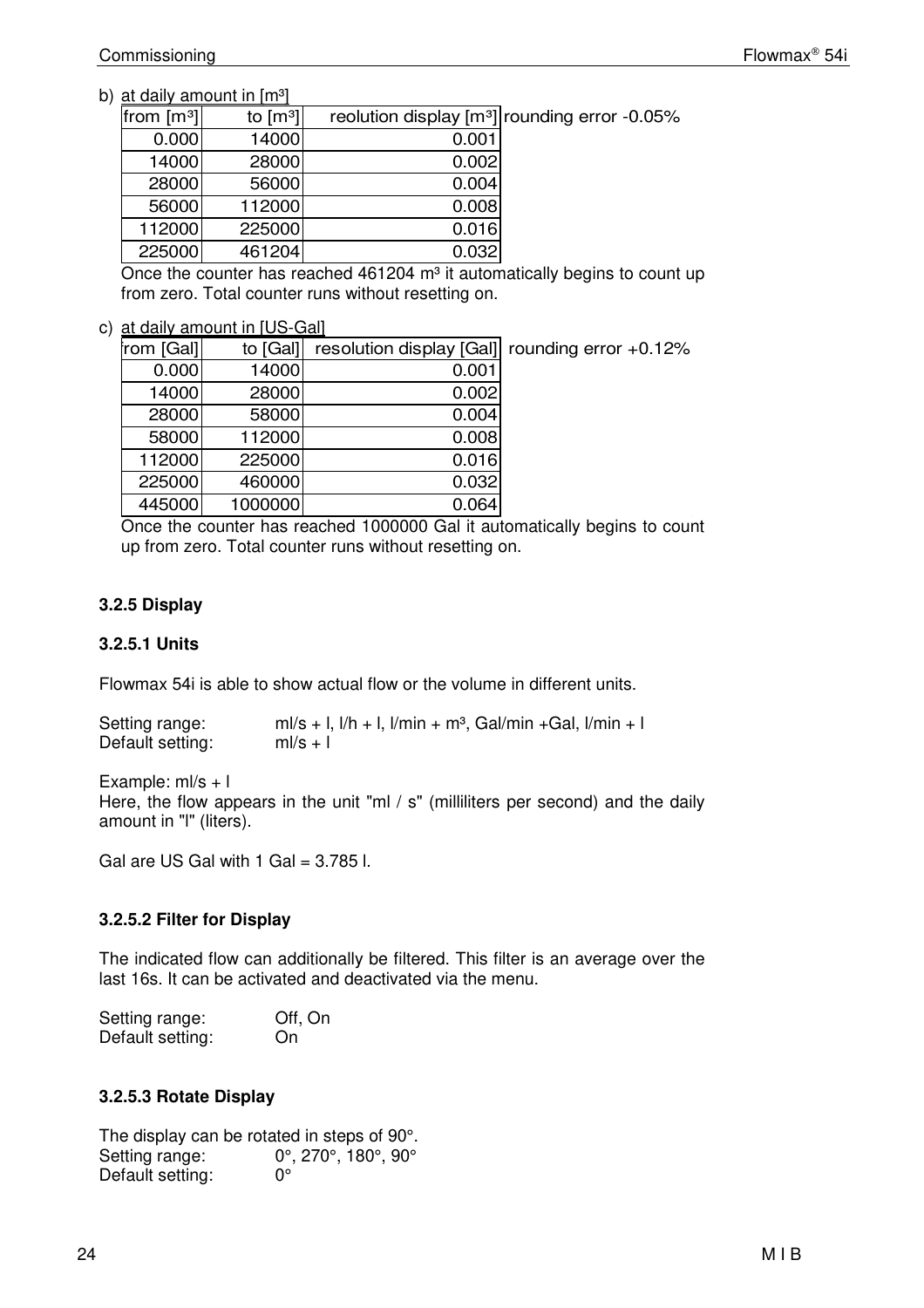b) at daily amount in [m³]

| from [m³] | to [m³] | reolution display [m³] |
|---|---|---|
| 0.000 | 14000 | 0.001 |
| 14000 | 28000 | 0.002 |
| 28000 | 56000 | 0.004 |
| 56000 | 112000 | 0.008 |
| 112000 | 225000 | 0.016 |
| 225000 | 461204 | 0.032 |

rounding error -0.05%

Once the counter has reached 461204 m³ it automatically begins to count up from zero. Total counter runs without resetting on.

c) at daily amount in [US-Gal]

| from [Gal] | to [Gal] | resolution display [Gal] |
|---|---|---|
| 0.000 | 14000 | 0.001 |
| 14000 | 28000 | 0.002 |
| 28000 | 58000 | 0.004 |
| 58000 | 112000 | 0.008 |
| 112000 | 225000 | 0.016 |
| 225000 | 460000 | 0.032 |
| 445000 | 1000000 | 0.064 |

rounding error +0.12%

Once the counter has reached 1000000 Gal it automatically begins to count up from zero. Total counter runs without resetting on.

### 3.2.5 Display

#### 3.2.5.1 Units

Flowmax 54i is able to show actual flow or the volume in different units.

Setting range: ml/s + l, l/h + l, l/min + m³, Gal/min +Gal, l/min + l
Default setting: ml/s + l

Example: ml/s + l
Here, the flow appears in the unit "ml / s" (milliliters per second) and the daily amount in "l" (liters).

Gal are US Gal with 1 Gal = 3.785 l.

#### 3.2.5.2 Filter for Display

The indicated flow can additionally be filtered. This filter is an average over the last 16s. It can be activated and deactivated via the menu.

Setting range: Off, On
Default setting: On

#### 3.2.5.3 Rotate Display

The display can be rotated in steps of 90°.
Setting range: 0°, 270°, 180°, 90°
Default setting: 0°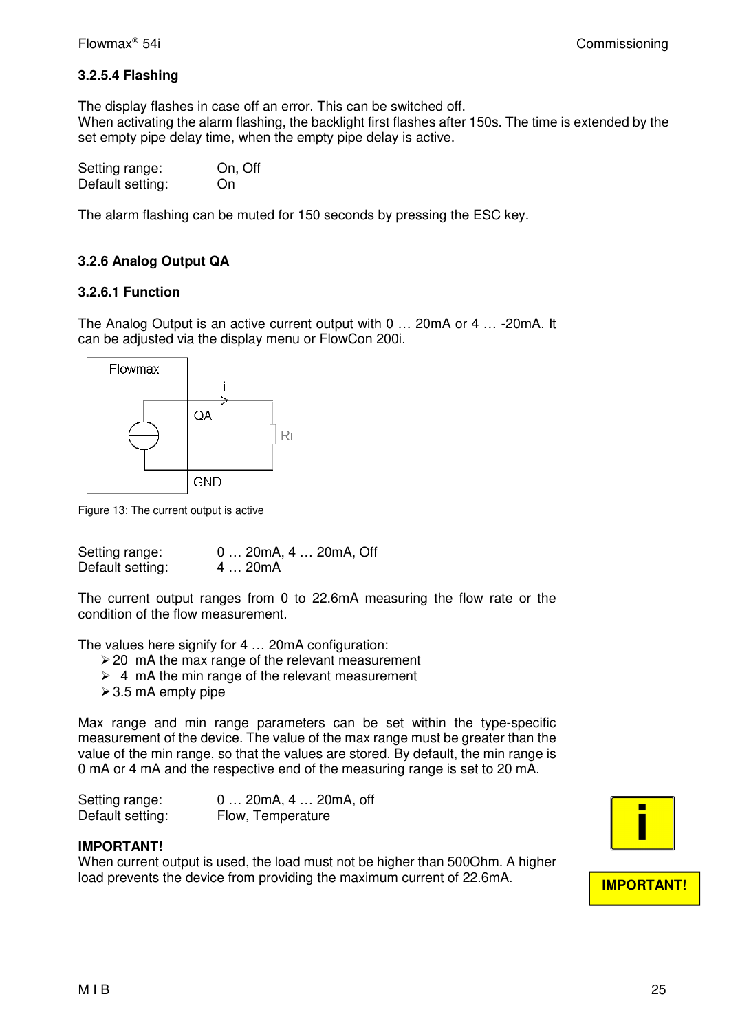### 3.2.5.4 Flashing

The display flashes in case off an error. This can be switched off.
When activating the alarm flashing, the backlight first flashes after 150s. The time is extended by the set empty pipe delay time, when the empty pipe delay is active.

Setting range: On, Off
Default setting: On

The alarm flashing can be muted for 150 seconds by pressing the ESC key.

## 3.2.6 Analog Output QA

### 3.2.6.1 Function

The Analog Output is an active current output with 0 … 20mA or 4 … -20mA. It can be adjusted via the display menu or FlowCon 200i.

Figure 13: The current output is active

Setting range: 0 … 20mA, 4 … 20mA, Off
Default setting: 4 … 20mA

The current output ranges from 0 to 22.6mA measuring the flow rate or the condition of the flow measurement.

The values here signify for 4 … 20mA configuration:

- 20 mA the max range of the relevant measurement
- 4 mA the min range of the relevant measurement
- 3.5 mA empty pipe

Max range and min range parameters can be set within the type-specific measurement of the device. The value of the max range must be greater than the value of the min range, so that the values are stored. By default, the min range is 0 mA or 4 mA and the respective end of the measuring range is set to 20 mA.

Setting range: 0 … 20mA, 4 … 20mA, off
Default setting: Flow, Temperature

**IMPORTANT!**
When current output is used, the load must not be higher than 500Ohm. A higher load prevents the device from providing the maximum current of 22.6mA.

**IMPORTANT!**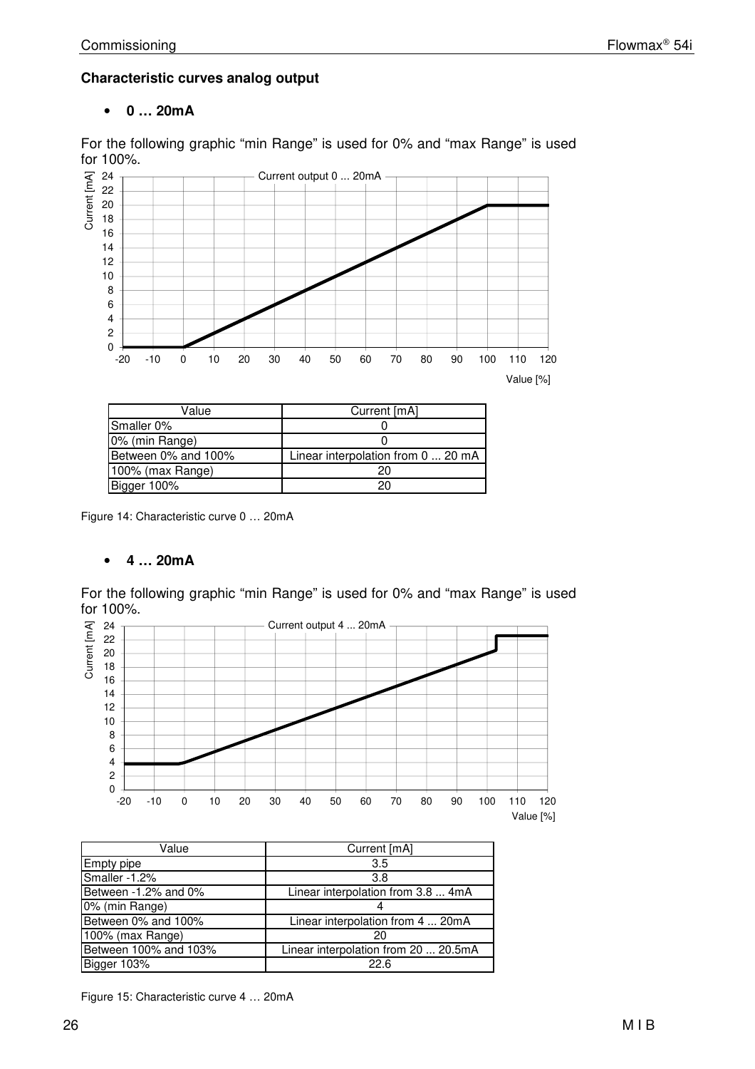**Characteristic curves analog output**

- **0 … 20mA**

For the following graphic “min Range” is used for 0% and “max Range” is used for 100%.

| Value | Current [mA] |
|---|---|
| Smaller 0% | 0 |
| 0% (min Range) | 0 |
| Between 0% and 100% | Linear interpolation from 0 ... 20 mA |
| 100% (max Range) | 20 |
| Bigger 100% | 20 |

Figure 14: Characteristic curve 0 … 20mA

- **4 … 20mA**

For the following graphic “min Range” is used for 0% and “max Range” is used for 100%.

| Value | Current [mA] |
|---|---|
| Empty pipe | 3.5 |
| Smaller -1.2% | 3.8 |
| Between -1.2% and 0% | Linear interpolation from 3.8 ... 4mA |
| 0% (min Range) | 4 |
| Between 0% and 100% | Linear interpolation from 4 ... 20mA |
| 100% (max Range) | 20 |
| Between 100% and 103% | Linear interpolation from 20 ... 20.5mA |
| Bigger 103% | 22.6 |

Figure 15: Characteristic curve 4 … 20mA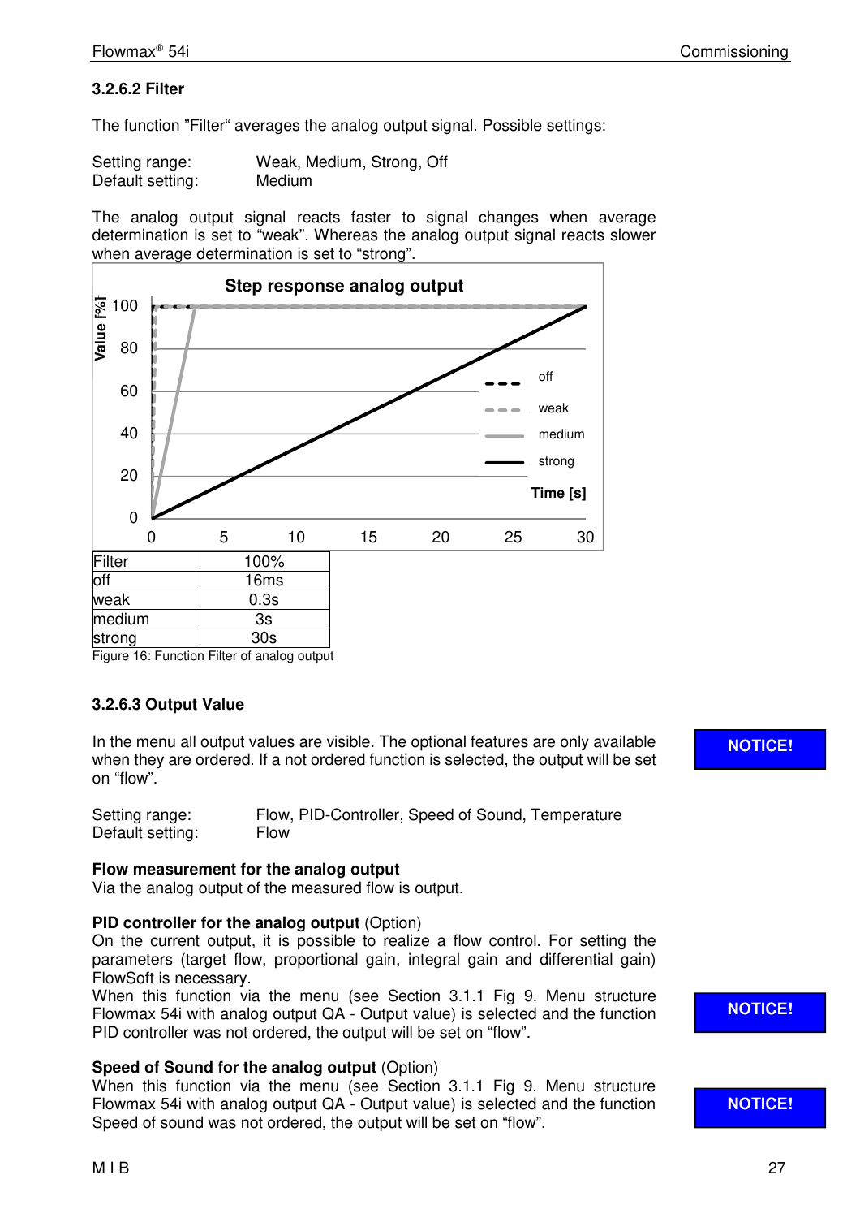### 3.2.6.2 Filter

The function "Filter" averages the analog output signal. Possible settings:

Setting range: Weak, Medium, Strong, Off
Default setting: Medium

The analog output signal reacts faster to signal changes when average determination is set to "weak". Whereas the analog output signal reacts slower when average determination is set to "strong".

| Filter | 100% |
|---|---|
| off | 16ms |
| weak | 0.3s |
| medium | 3s |
| strong | 30s |

Figure 16: Function Filter of analog output

### 3.2.6.3 Output Value

In the menu all output values are visible. The optional features are only available when they are ordered. If a not ordered function is selected, the output will be set on "flow".

**NOTICE!**

Setting range: Flow, PID-Controller, Speed of Sound, Temperature
Default setting: Flow

**Flow measurement for the analog output**
Via the analog output of the measured flow is output.

**PID controller for the analog output** (Option)
On the current output, it is possible to realize a flow control. For setting the parameters (target flow, proportional gain, integral gain and differential gain) FlowSoft is necessary.
When this function via the menu (see Section 3.1.1 Fig 9. Menu structure Flowmax 54i with analog output QA - Output value) is selected and the function PID controller was not ordered, the output will be set on "flow".

**NOTICE!**

**Speed of Sound for the analog output** (Option)
When this function via the menu (see Section 3.1.1 Fig 9. Menu structure Flowmax 54i with analog output QA - Output value) is selected and the function Speed of sound was not ordered, the output will be set on "flow".

**NOTICE!**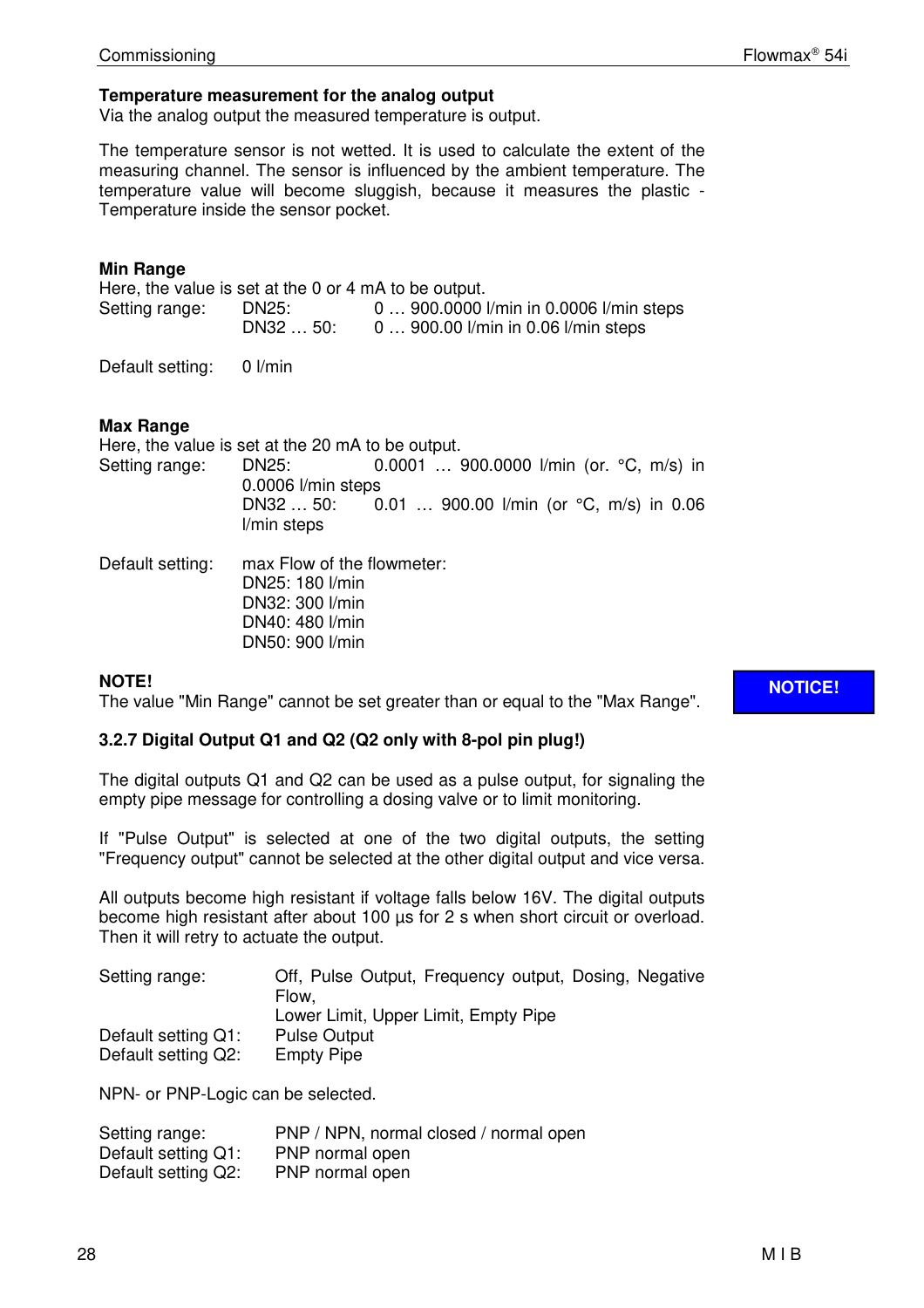**Temperature measurement for the analog output**
Via the analog output the measured temperature is output.

The temperature sensor is not wetted. It is used to calculate the extent of the measuring channel. The sensor is influenced by the ambient temperature. The temperature value will become sluggish, because it measures the plastic - Temperature inside the sensor pocket.

**Min Range**
Here, the value is set at the 0 or 4 mA to be output.

Setting range:
- DN25: 0 … 900.0000 l/min in 0.0006 l/min steps
- DN32 … 50: 0 … 900.00 l/min in 0.06 l/min steps

Default setting: 0 l/min

**Max Range**
Here, the value is set at the 20 mA to be output.

Setting range:
- DN25: 0.0001 … 900.0000 l/min (or. °C, m/s) in 0.0006 l/min steps
- DN32 … 50: 0.01 … 900.00 l/min (or °C, m/s) in 0.06 l/min steps

Default setting: max Flow of the flowmeter:
- DN25: 180 l/min
- DN32: 300 l/min
- DN40: 480 l/min
- DN50: 900 l/min

**NOTE!**
The value "Min Range" cannot be set greater than or equal to the "Max Range".

**NOTICE!**

### 3.2.7 Digital Output Q1 and Q2 (Q2 only with 8-pol pin plug!)

The digital outputs Q1 and Q2 can be used as a pulse output, for signaling the empty pipe message for controlling a dosing valve or to limit monitoring.

If "Pulse Output" is selected at one of the two digital outputs, the setting "Frequency output" cannot be selected at the other digital output and vice versa.

All outputs become high resistant if voltage falls below 16V. The digital outputs become high resistant after about 100 µs for 2 s when short circuit or overload. Then it will retry to actuate the output.

Setting range: Off, Pulse Output, Frequency output, Dosing, Negative Flow, Lower Limit, Upper Limit, Empty Pipe
Default setting Q1: Pulse Output
Default setting Q2: Empty Pipe

NPN- or PNP-Logic can be selected.

Setting range: PNP / NPN, normal closed / normal open
Default setting Q1: PNP normal open
Default setting Q2: PNP normal open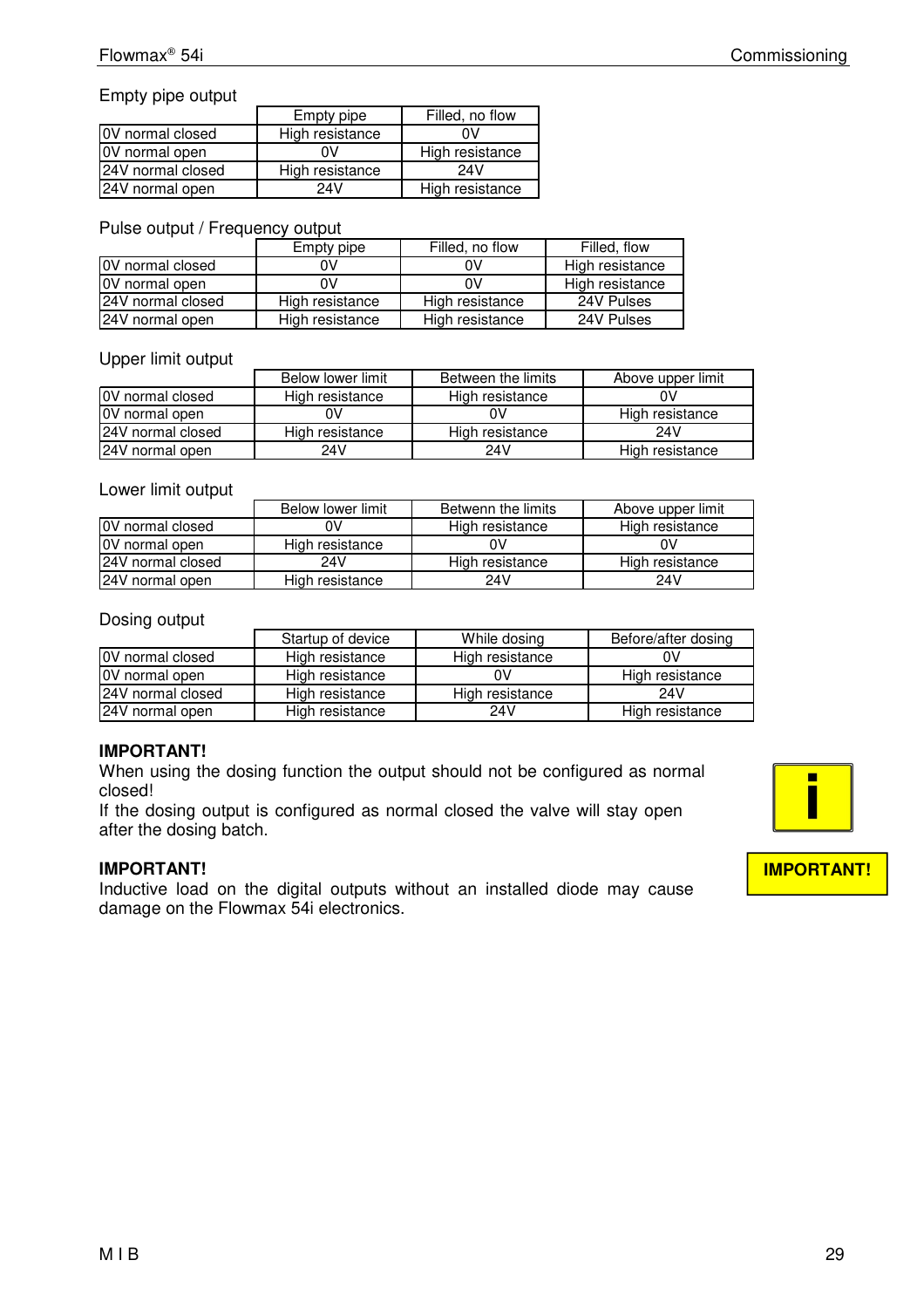Empty pipe output

| | Empty pipe | Filled, no flow |
|---|---|---|
| 0V normal closed | High resistance | 0V |
| 0V normal open | 0V | High resistance |
| 24V normal closed | High resistance | 24V |
| 24V normal open | 24V | High resistance |

Pulse output / Frequency output

| | Empty pipe | Filled, no flow | Filled, flow |
|---|---|---|---|
| 0V normal closed | 0V | 0V | High resistance |
| 0V normal open | 0V | 0V | High resistance |
| 24V normal closed | High resistance | High resistance | 24V Pulses |
| 24V normal open | High resistance | High resistance | 24V Pulses |

Upper limit output

| | Below lower limit | Between the limits | Above upper limit |
|---|---|---|---|
| 0V normal closed | High resistance | High resistance | 0V |
| 0V normal open | 0V | 0V | High resistance |
| 24V normal closed | High resistance | High resistance | 24V |
| 24V normal open | 24V | 24V | High resistance |

Lower limit output

| | Below lower limit | Betwenn the limits | Above upper limit |
|---|---|---|---|
| 0V normal closed | 0V | High resistance | High resistance |
| 0V normal open | High resistance | 0V | 0V |
| 24V normal closed | 24V | High resistance | High resistance |
| 24V normal open | High resistance | 24V | 24V |

Dosing output

| | Startup of device | While dosing | Before/after dosing |
|---|---|---|---|
| 0V normal closed | High resistance | High resistance | 0V |
| 0V normal open | High resistance | 0V | High resistance |
| 24V normal closed | High resistance | High resistance | 24V |
| 24V normal open | High resistance | 24V | High resistance |

**IMPORTANT!**
When using the dosing function the output should not be configured as normal closed!
If the dosing output is configured as normal closed the valve will stay open after the dosing batch.

**IMPORTANT!**
Inductive load on the digital outputs without an installed diode may cause damage on the Flowmax 54i electronics.

**IMPORTANT!**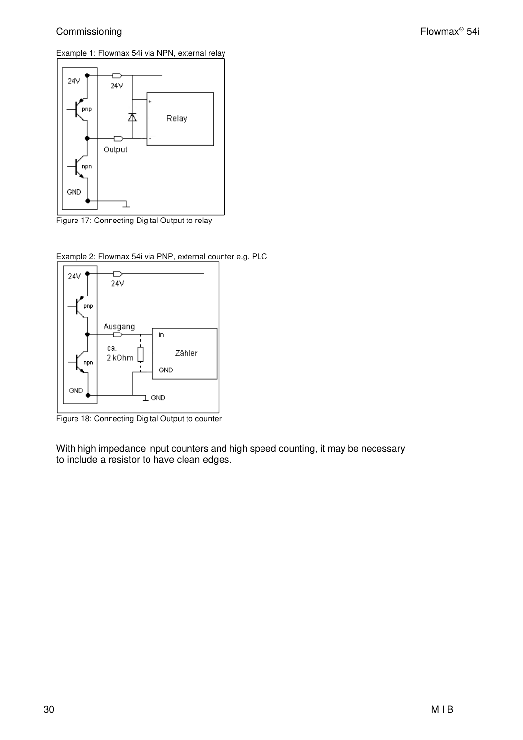Example 1: Flowmax 54i via NPN, external relay

Figure 17: Connecting Digital Output to relay

Example 2: Flowmax 54i via PNP, external counter e.g. PLC

Figure 18: Connecting Digital Output to counter

With high impedance input counters and high speed counting, it may be necessary to include a resistor to have clean edges.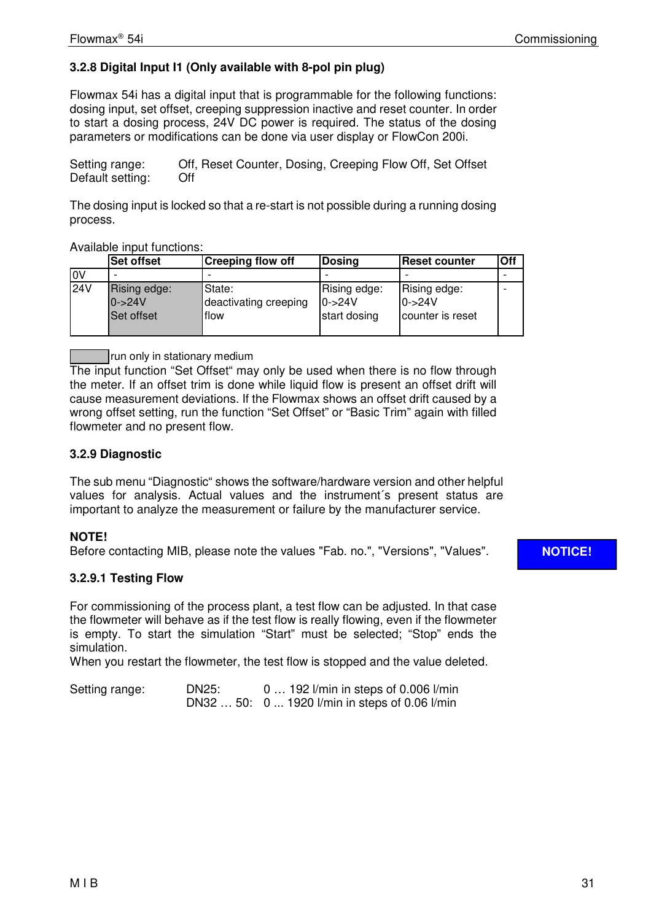### 3.2.8 Digital Input I1 (Only available with 8-pol pin plug)

Flowmax 54i has a digital input that is programmable for the following functions: dosing input, set offset, creeping suppression inactive and reset counter. In order to start a dosing process, 24V DC power is required. The status of the dosing parameters or modifications can be done via user display or FlowCon 200i.

Setting range: Off, Reset Counter, Dosing, Creeping Flow Off, Set Offset
Default setting: Off

The dosing input is locked so that a re-start is not possible during a running dosing process.

Available input functions:

| | **Set offset** | **Creeping flow off** | **Dosing** | **Reset counter** | **Off** |
|---|---|---|---|---|---|
| 0V | - | - | - | - | - |
| 24V | Rising edge: 0->24V Set offset | State: deactivating creeping flow | Rising edge: 0->24V start dosing | Rising edge: 0->24V counter is reset | - |

(shaded) run only in stationary medium

The input function “Set Offset“ may only be used when there is no flow through the meter. If an offset trim is done while liquid flow is present an offset drift will cause measurement deviations. If the Flowmax shows an offset drift caused by a wrong offset setting, run the function “Set Offset” or “Basic Trim” again with filled flowmeter and no present flow.

### 3.2.9 Diagnostic

The sub menu “Diagnostic“ shows the software/hardware version and other helpful values for analysis. Actual values and the instrument´s present status are important to analyze the measurement or failure by the manufacturer service.

**NOTE!**
Before contacting MIB, please note the values "Fab. no.", "Versions", "Values".

**NOTICE!**

#### 3.2.9.1 Testing Flow

For commissioning of the process plant, a test flow can be adjusted. In that case the flowmeter will behave as if the test flow is really flowing, even if the flowmeter is empty. To start the simulation “Start” must be selected; “Stop” ends the simulation.
When you restart the flowmeter, the test flow is stopped and the value deleted.

Setting range: DN25: 0 … 192 l/min in steps of 0.006 l/min
DN32 … 50: 0 ... 1920 l/min in steps of 0.06 l/min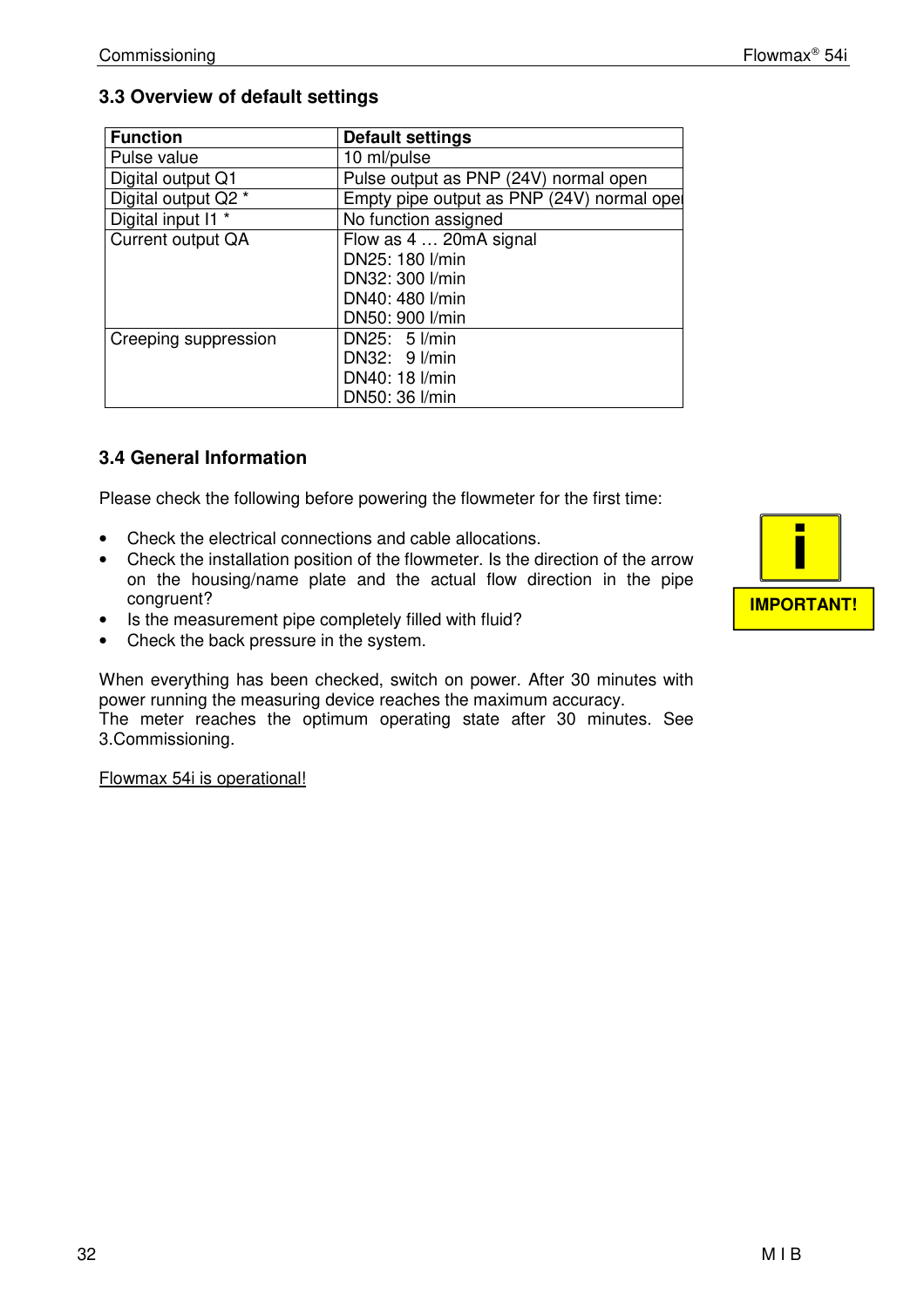### 3.3 Overview of default settings

| Function | Default settings |
| --- | --- |
| Pulse value | 10 ml/pulse |
| Digital output Q1 | Pulse output as PNP (24V) normal open |
| Digital output Q2 * | Empty pipe output as PNP (24V) normal open |
| Digital input I1 * | No function assigned |
| Current output QA | Flow as 4 … 20mA signal<br>DN25: 180 l/min<br>DN32: 300 l/min<br>DN40: 480 l/min<br>DN50: 900 l/min |
| Creeping suppression | DN25: 5 l/min<br>DN32: 9 l/min<br>DN40: 18 l/min<br>DN50: 36 l/min |

### 3.4 General Information

Please check the following before powering the flowmeter for the first time:

- Check the electrical connections and cable allocations.
- Check the installation position of the flowmeter. Is the direction of the arrow on the housing/name plate and the actual flow direction in the pipe congruent?
- Is the measurement pipe completely filled with fluid?
- Check the back pressure in the system.

**IMPORTANT!**

When everything has been checked, switch on power. After 30 minutes with power running the measuring device reaches the maximum accuracy.
The meter reaches the optimum operating state after 30 minutes. See 3.Commissioning.

Flowmax 54i is operational!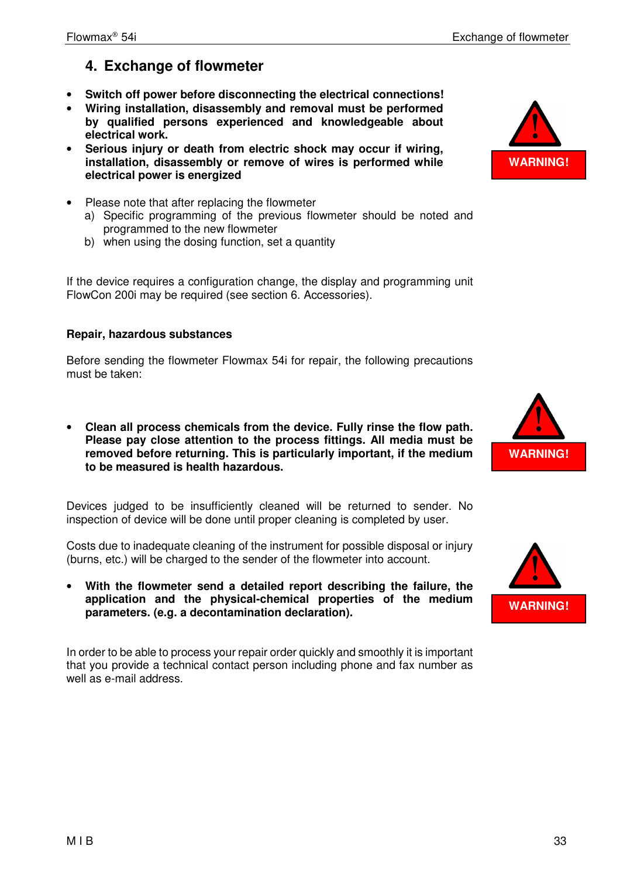# 4. Exchange of flowmeter

- **Switch off power before disconnecting the electrical connections!**
- **Wiring installation, disassembly and removal must be performed by qualified persons experienced and knowledgeable about electrical work.**
- **Serious injury or death from electric shock may occur if wiring, installation, disassembly or remove of wires is performed while electrical power is energized**

WARNING!

- Please note that after replacing the flowmeter
  a) Specific programming of the previous flowmeter should be noted and programmed to the new flowmeter
  b) when using the dosing function, set a quantity

If the device requires a configuration change, the display and programming unit FlowCon 200i may be required (see section 6. Accessories).

**Repair, hazardous substances**

Before sending the flowmeter Flowmax 54i for repair, the following precautions must be taken:

- **Clean all process chemicals from the device. Fully rinse the flow path. Please pay close attention to the process fittings. All media must be removed before returning. This is particularly important, if the medium to be measured is health hazardous.**

WARNING!

Devices judged to be insufficiently cleaned will be returned to sender. No inspection of device will be done until proper cleaning is completed by user.

Costs due to inadequate cleaning of the instrument for possible disposal or injury (burns, etc.) will be charged to the sender of the flowmeter into account.

- **With the flowmeter send a detailed report describing the failure, the application and the physical-chemical properties of the medium parameters. (e.g. a decontamination declaration).**

WARNING!

In order to be able to process your repair order quickly and smoothly it is important that you provide a technical contact person including phone and fax number as well as e-mail address.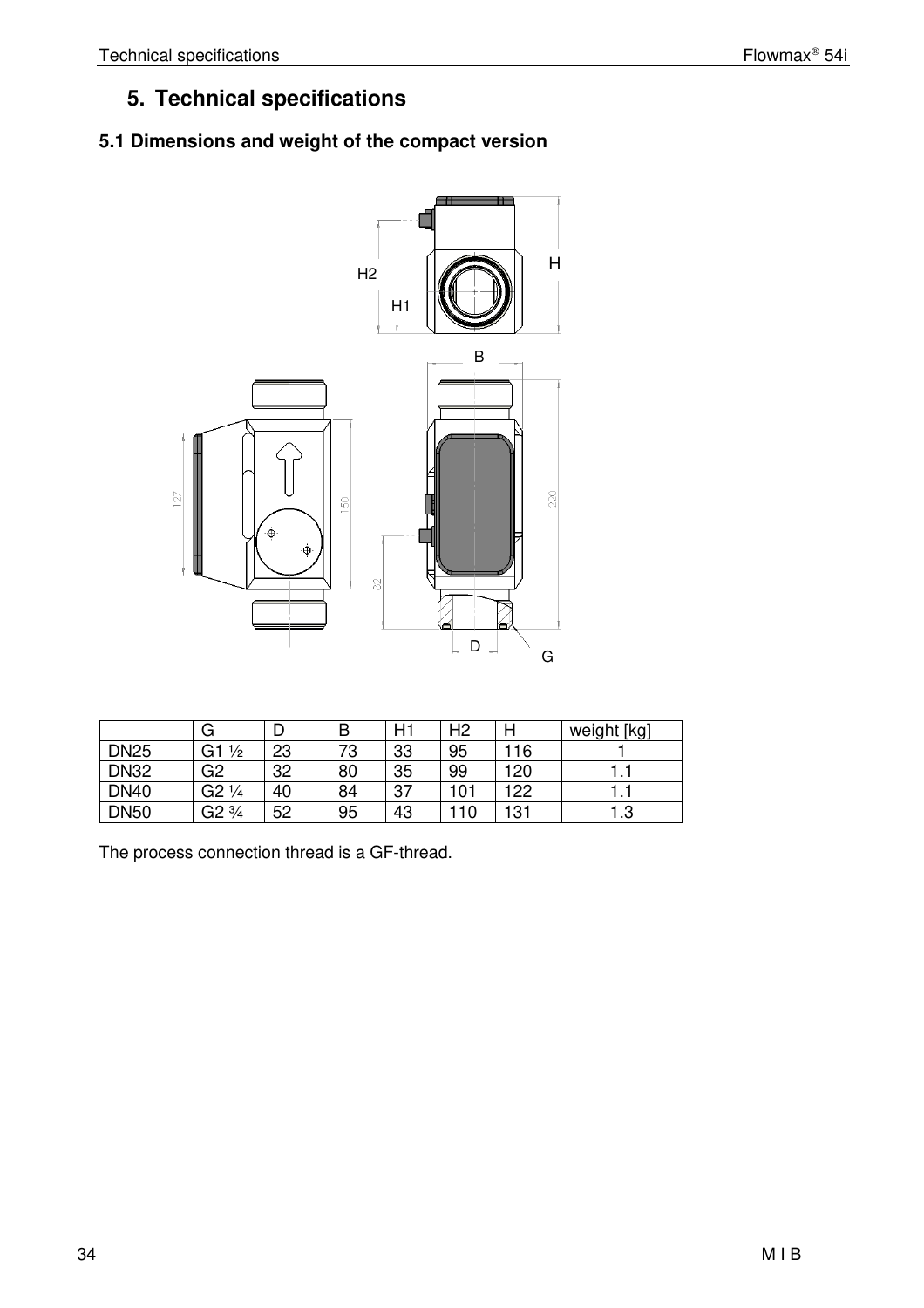# 5. Technical specifications

## 5.1 Dimensions and weight of the compact version

| | G | D | B | H1 | H2 | H | weight [kg] |
|---|---|---|---|---|---|---|---|
| DN25 | G1 ½ | 23 | 73 | 33 | 95 | 116 | 1 |
| DN32 | G2 | 32 | 80 | 35 | 99 | 120 | 1.1 |
| DN40 | G2 ¼ | 40 | 84 | 37 | 101 | 122 | 1.1 |
| DN50 | G2 ¾ | 52 | 95 | 43 | 110 | 131 | 1.3 |

The process connection thread is a GF-thread.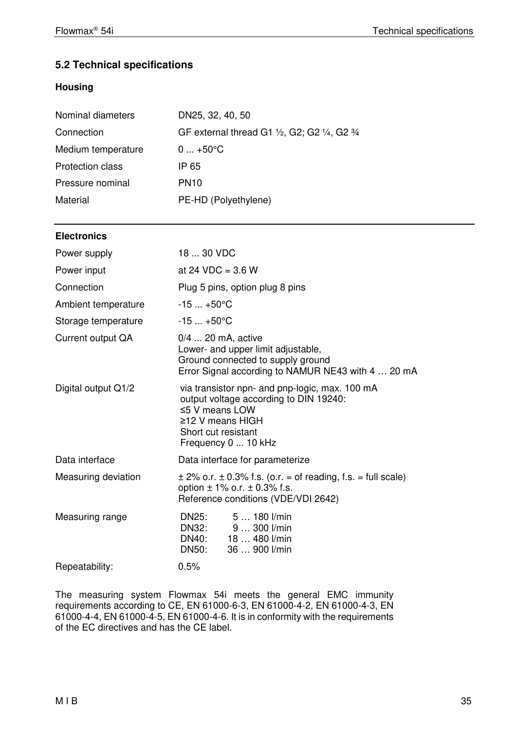## 5.2 Technical specifications

### Housing

| | |
|---|---|
| Nominal diameters | DN25, 32, 40, 50 |
| Connection | GF external thread G1 ½, G2; G2 ¼, G2 ¾ |
| Medium temperature | 0 ... +50°C |
| Protection class | IP 65 |
| Pressure nominal | PN10 |
| Material | PE-HD (Polyethylene) |

### Electronics

| | |
|---|---|
| Power supply | 18 ... 30 VDC |
| Power input | at 24 VDC = 3.6 W |
| Connection | Plug 5 pins, option plug 8 pins |
| Ambient temperature | -15 ... +50°C |
| Storage temperature | -15 ... +50°C |
| Current output QA | 0/4 ... 20 mA, active<br>Lower- and upper limit adjustable,<br>Ground connected to supply ground<br>Error Signal according to NAMUR NE43 with 4 … 20 mA |
| Digital output Q1/2 | via transistor npn- and pnp-logic, max. 100 mA<br>output voltage according to DIN 19240:<br>≤5 V means LOW<br>≥12 V means HIGH<br>Short cut resistant<br>Frequency 0 ... 10 kHz |
| Data interface | Data interface for parameterize |
| Measuring deviation | ± 2% o.r. ± 0.3% f.s. (o.r. = of reading, f.s. = full scale)<br>option ± 1% o.r. ± 0.3% f.s.<br>Reference conditions (VDE/VDI 2642) |
| Measuring range | DN25: 5 … 180 l/min<br>DN32: 9 … 300 l/min<br>DN40: 18 … 480 l/min<br>DN50: 36 … 900 l/min |
| Repeatability: | 0.5% |

The measuring system Flowmax 54i meets the general EMC immunity requirements according to CE, EN 61000-6-3, EN 61000-4-2, EN 61000-4-3, EN 61000-4-4, EN 61000-4-5, EN 61000-4-6. It is in conformity with the requirements of the EC directives and has the CE label.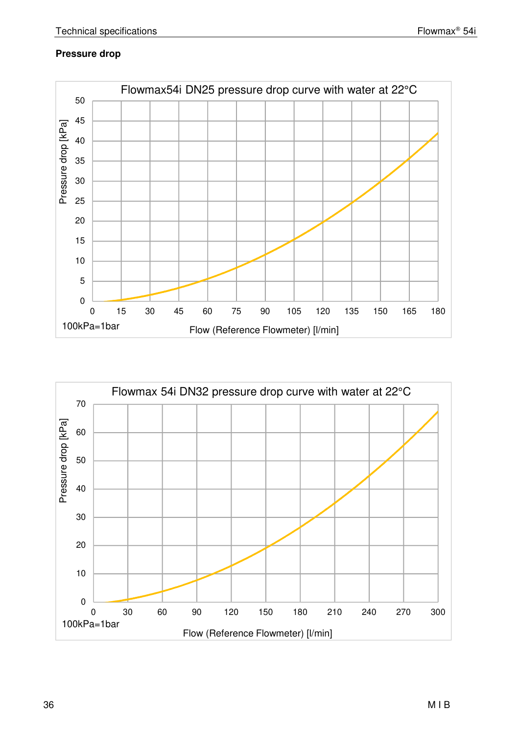**Pressure drop**

Flowmax54i DN25 pressure drop curve with water at 22°C

Pressure drop [kPa]

50
45
40
35
30
25
20
15
10
5
0

0 15 30 45 60 75 90 105 120 135 150 165 180

100kPa=1bar

Flow (Reference Flowmeter) [l/min]

Flowmax 54i DN32 pressure drop curve with water at 22°C

Pressure drop [kPa]

70
60
50
40
30
20
10
0

0 30 60 90 120 150 180 210 240 270 300

100kPa=1bar

Flow (Reference Flowmeter) [l/min]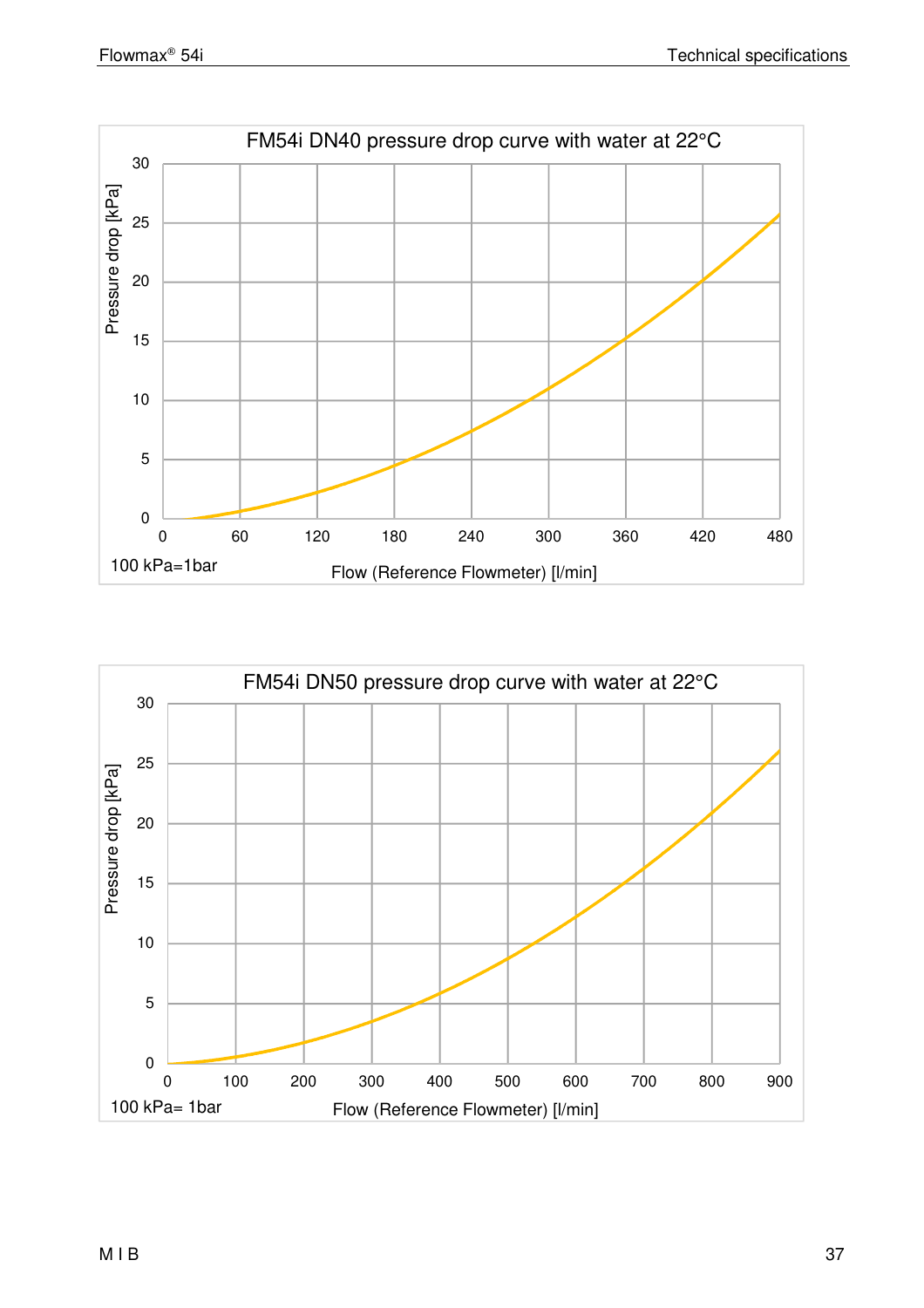FM54i DN40 pressure drop curve with water at 22°C

Pressure drop [kPa]

30
25
20
15
10
5
0

0 60 120 180 240 300 360 420 480

100 kPa=1bar

Flow (Reference Flowmeter) [l/min]

FM54i DN50 pressure drop curve with water at 22°C

Pressure drop [kPa]

30
25
20
15
10
5
0

0 100 200 300 400 500 600 700 800 900

100 kPa= 1bar

Flow (Reference Flowmeter) [l/min]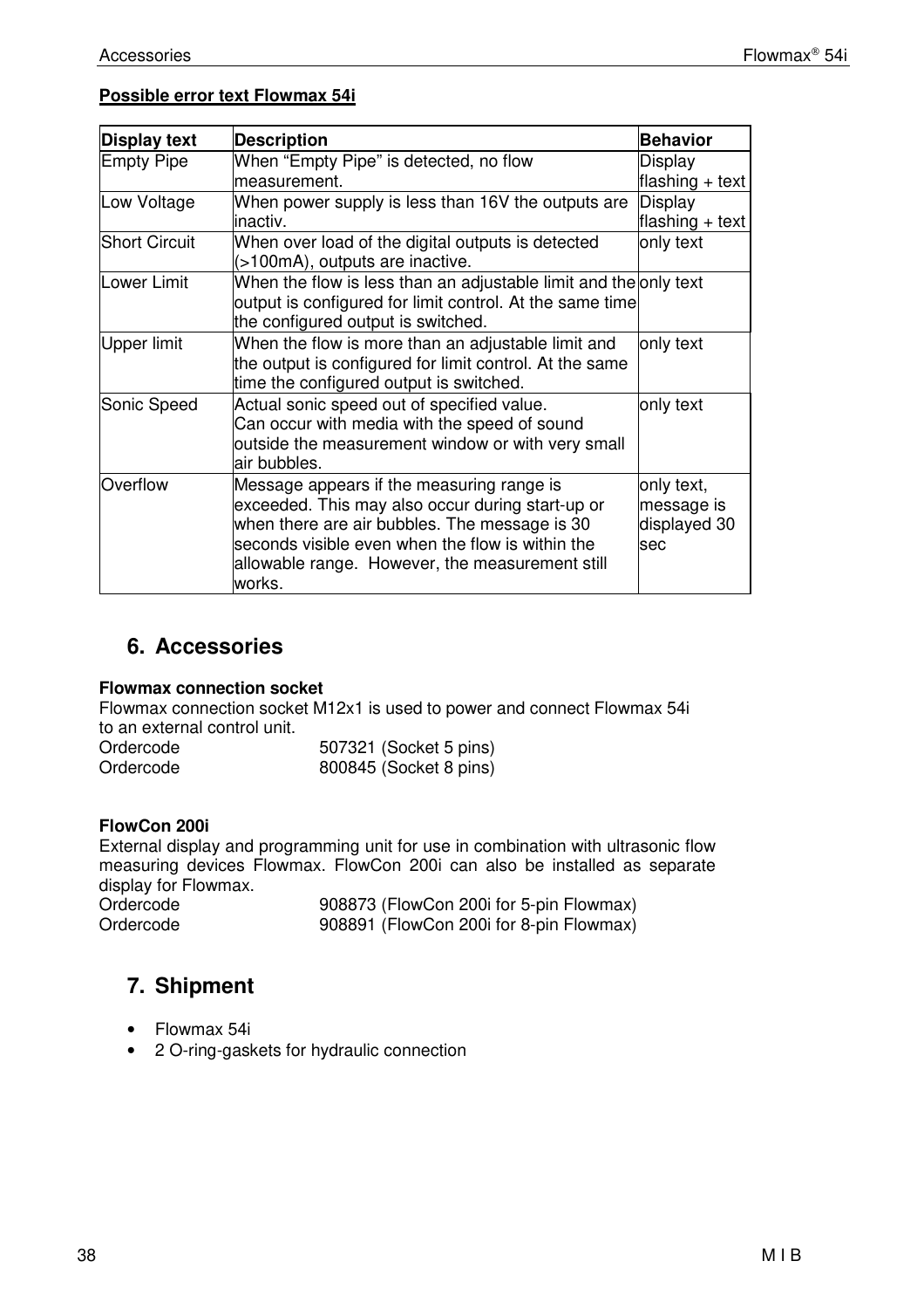**Possible error text Flowmax 54i**

| Display text | Description | Behavior |
| --- | --- | --- |
| Empty Pipe | When “Empty Pipe” is detected, no flow measurement. | Display flashing + text |
| Low Voltage | When power supply is less than 16V the outputs are inactiv. | Display flashing + text |
| Short Circuit | When over load of the digital outputs is detected (>100mA), outputs are inactive. | only text |
| Lower Limit | When the flow is less than an adjustable limit and the output is configured for limit control. At the same time the configured output is switched. | only text |
| Upper limit | When the flow is more than an adjustable limit and the output is configured for limit control. At the same time the configured output is switched. | only text |
| Sonic Speed | Actual sonic speed out of specified value. Can occur with media with the speed of sound outside the measurement window or with very small air bubbles. | only text |
| Overflow | Message appears if the measuring range is exceeded. This may also occur during start-up or when there are air bubbles. The message is 30 seconds visible even when the flow is within the allowable range. However, the measurement still works. | only text, message is displayed 30 sec |

## 6. Accessories

**Flowmax connection socket**
Flowmax connection socket M12x1 is used to power and connect Flowmax 54i to an external control unit.

Ordercode 507321 (Socket 5 pins)
Ordercode 800845 (Socket 8 pins)

**FlowCon 200i**
External display and programming unit for use in combination with ultrasonic flow measuring devices Flowmax. FlowCon 200i can also be installed as separate display for Flowmax.

Ordercode 908873 (FlowCon 200i for 5-pin Flowmax)
Ordercode 908891 (FlowCon 200i for 8-pin Flowmax)

## 7. Shipment

- Flowmax 54i
- 2 O-ring-gaskets for hydraulic connection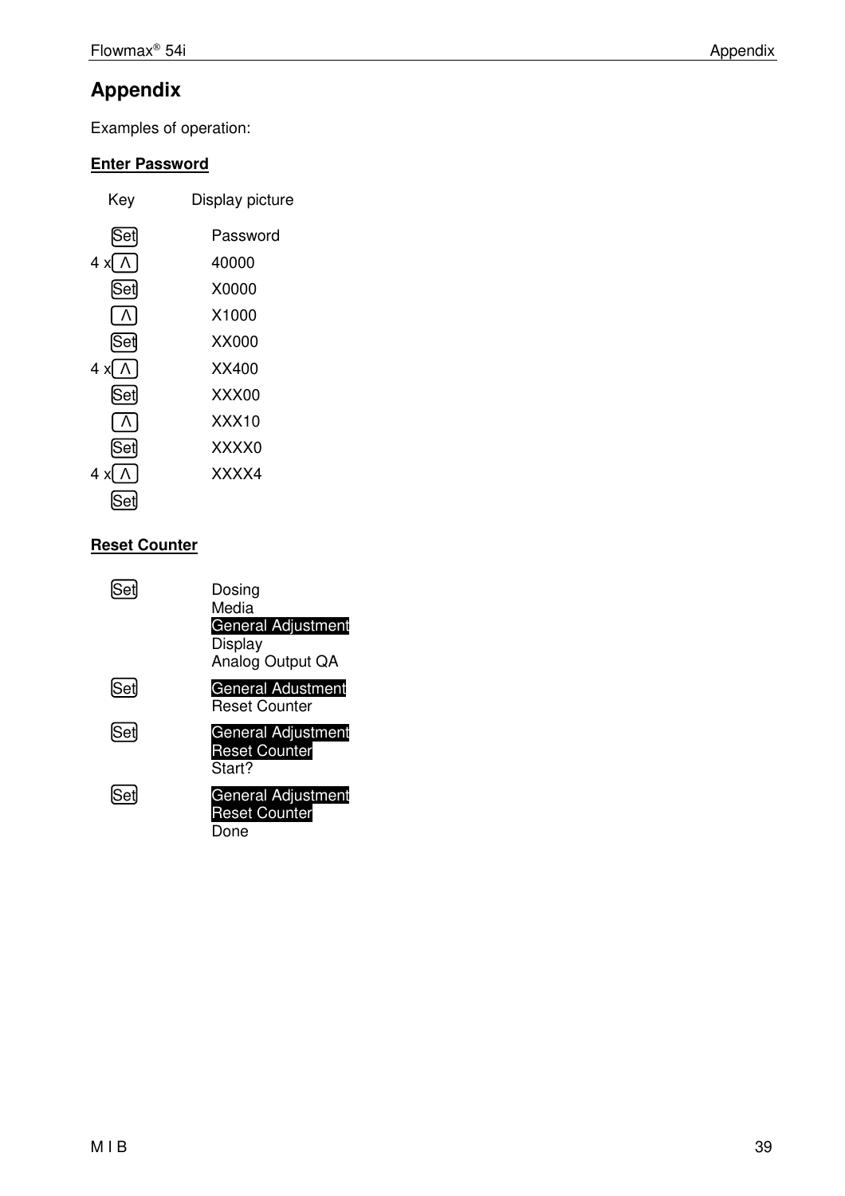# Appendix

Examples of operation:

**Enter Password**

| Key | Display picture |
|---|---|
| Set | Password |
| 4 x ʌ | 40000 |
| Set | X0000 |
| ʌ | X1000 |
| Set | XX000 |
| 4 x ʌ | XX400 |
| Set | XXX00 |
| ʌ | XXX10 |
| Set | XXXX0 |
| 4 x ʌ | XXXX4 |
| Set | |

**Reset Counter**

| Key | Display picture |
|---|---|
| Set | Dosing<br>Media<br>**General Adjustment**<br>Display<br>Analog Output QA |
| Set | **General Adustment**<br>Reset Counter |
| Set | **General Adjustment**<br>**Reset Counter**<br>Start? |
| Set | **General Adjustment**<br>**Reset Counter**<br>Done |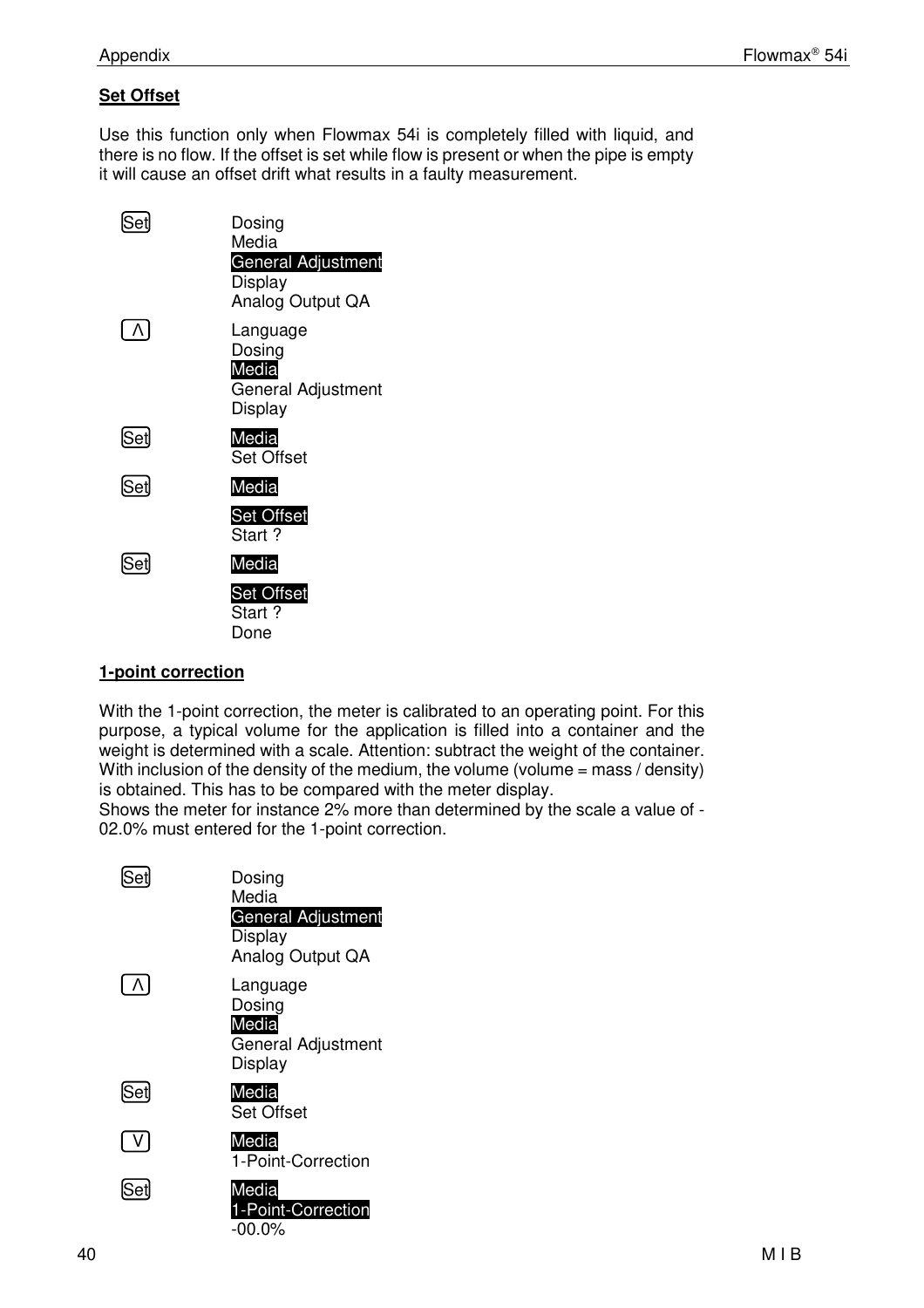**Set Offset**

Use this function only when Flowmax 54i is completely filled with liquid, and there is no flow. If the offset is set while flow is present or when the pipe is empty it will cause an offset drift what results in a faulty measurement.

| Key | Display |
|---|---|
| Set | Dosing<br>Media<br>**General Adjustment**<br>Display<br>Analog Output QA |
| Λ | Language<br>Dosing<br>**Media**<br>General Adjustment<br>Display |
| Set | **Media**<br>Set Offset |
| Set | **Media**<br><br>**Set Offset**<br>Start ? |
| Set | **Media**<br><br>**Set Offset**<br>Start ?<br>Done |

**1-point correction**

With the 1-point correction, the meter is calibrated to an operating point. For this purpose, a typical volume for the application is filled into a container and the weight is determined with a scale. Attention: subtract the weight of the container. With inclusion of the density of the medium, the volume (volume = mass / density) is obtained. This has to be compared with the meter display.
Shows the meter for instance 2% more than determined by the scale a value of -02.0% must entered for the 1-point correction.

| Key | Display |
|---|---|
| Set | Dosing<br>Media<br>**General Adjustment**<br>Display<br>Analog Output QA |
| Λ | Language<br>Dosing<br>**Media**<br>General Adjustment<br>Display |
| Set | **Media**<br>Set Offset |
| V | **Media**<br>1-Point-Correction |
| Set | **Media**<br>**1-Point-Correction**<br>-00.0% |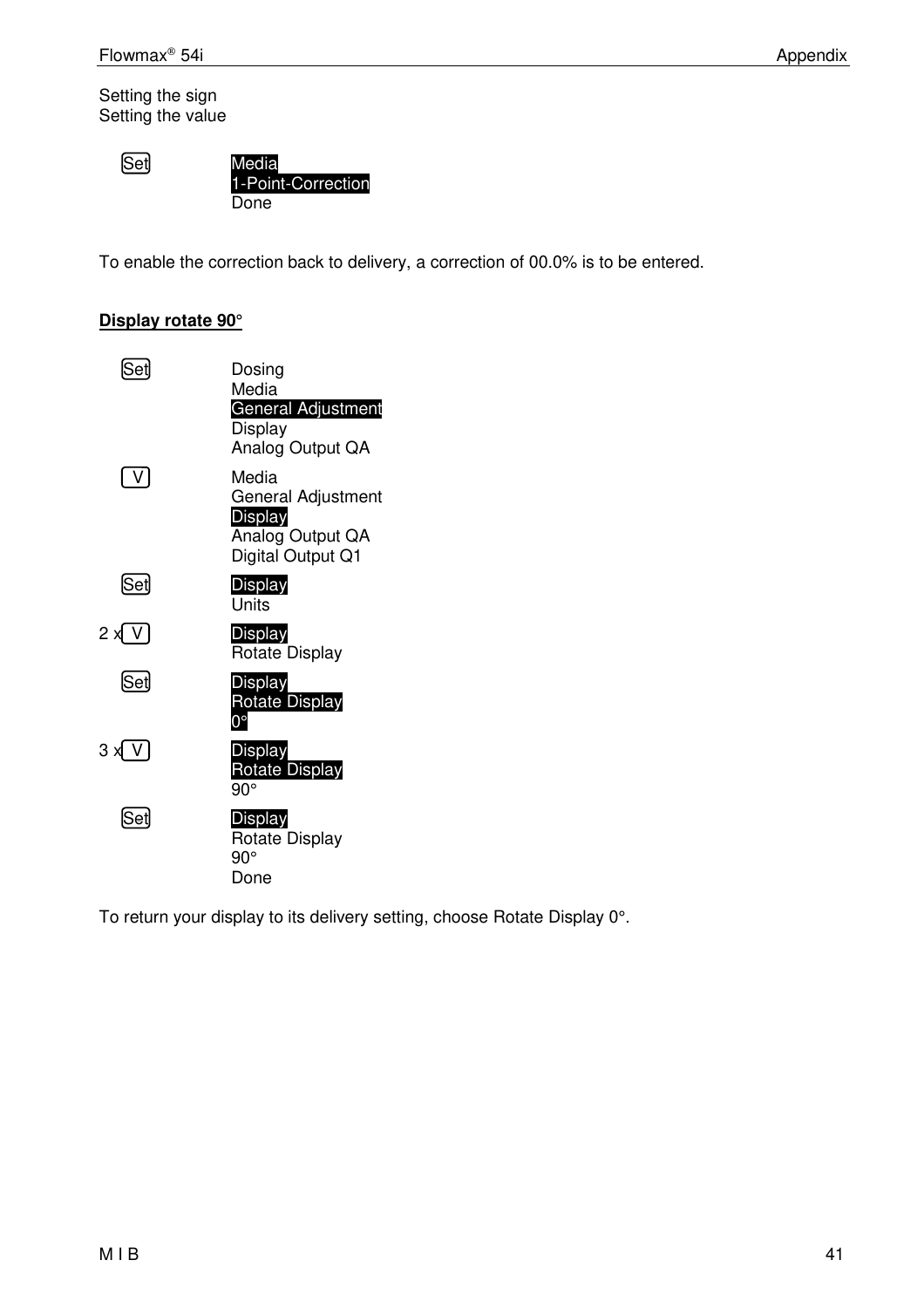Setting the sign
Setting the value

| Key | Display |
|---|---|
| Set | **Media**<br>**1-Point-Correction**<br>Done |

To enable the correction back to delivery, a correction of 00.0% is to be entered.

**Display rotate 90°**

| Key | Display |
|---|---|
| Set | Dosing<br>Media<br>**General Adjustment**<br>Display<br>Analog Output QA |
| V | Media<br>General Adjustment<br>**Display**<br>Analog Output QA<br>Digital Output Q1 |
| Set | **Display**<br>Units |
| 2 x V | **Display**<br>Rotate Display |
| Set | **Display**<br>**Rotate Display**<br>**0°** |
| 3 x V | **Display**<br>**Rotate Display**<br>90° |
| Set | **Display**<br>Rotate Display<br>90°<br>Done |

To return your display to its delivery setting, choose Rotate Display 0°.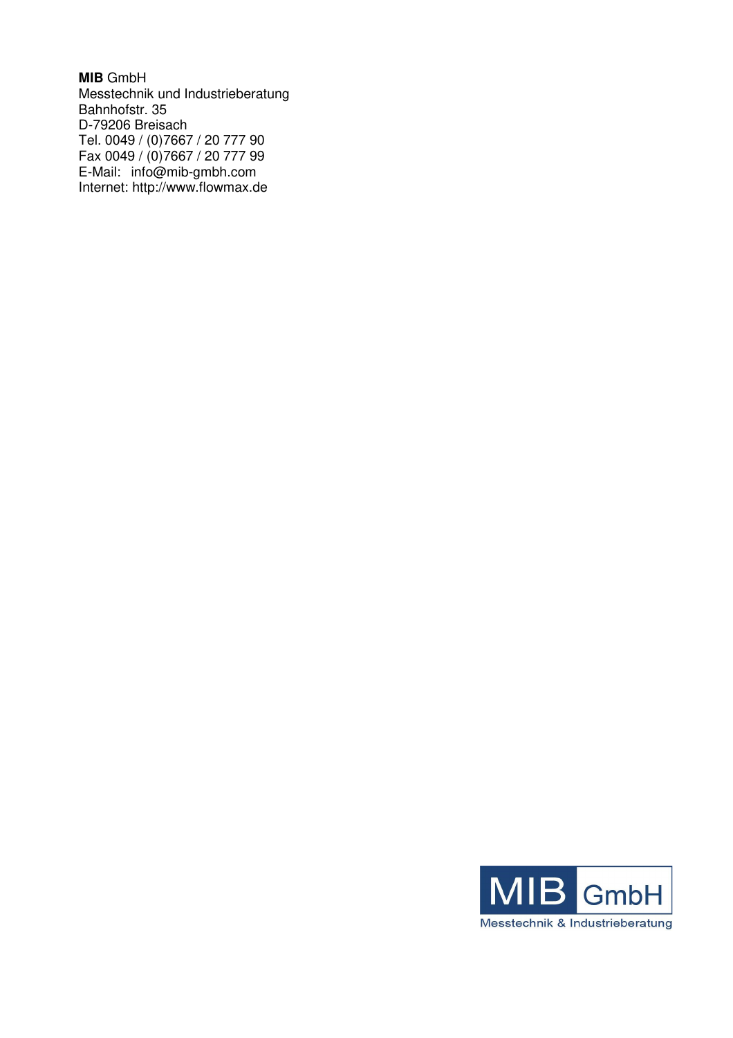**MIB** GmbH
Messtechnik und Industrieberatung
Bahnhofstr. 35
D-79206 Breisach
Tel. 0049 / (0)7667 / 20 777 90
Fax 0049 / (0)7667 / 20 777 99
E-Mail: info@mib-gmbh.com
Internet: http://www.flowmax.de

MIB GmbH
Messtechnik & Industrieberatung